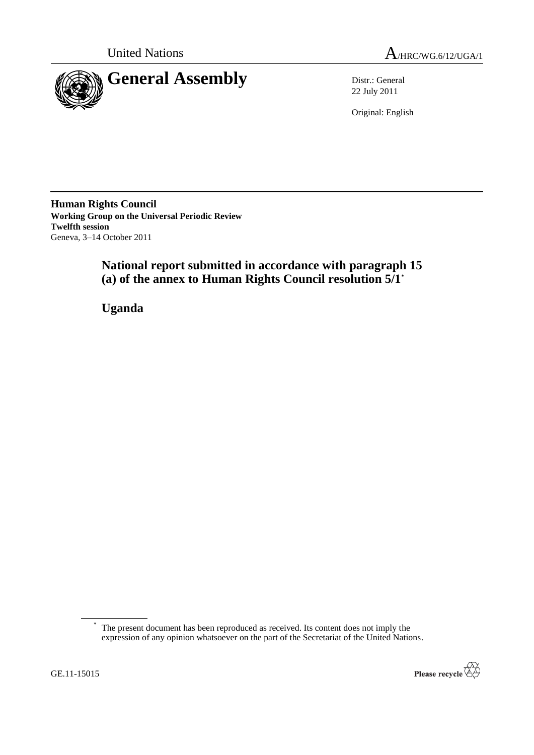United Nations

A/HRC/WG.6/12/UGA/1

# General Assembly

Distr.: General
22 July 2011

Original: English

**Human Rights Council**
**Working Group on the Universal Periodic Review**
**Twelfth session**
Geneva, 3–14 October 2011

## National report submitted in accordance with paragraph 15 (a) of the annex to Human Rights Council resolution 5/1*

## Uganda

\* The present document has been reproduced as received. Its content does not imply the expression of any opinion whatsoever on the part of the Secretariat of the United Nations.

GE.11-15015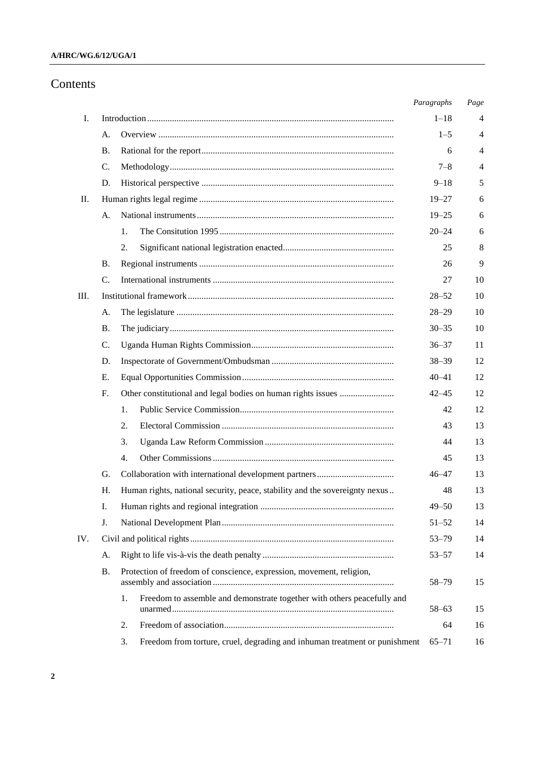# Contents

| | | | | Paragraphs | Page |
|---|---|---|---|---|---|
| I. | Introduction | | | 1–18 | 4 |
| | A. | Overview | | 1–5 | 4 |
| | B. | Rational for the report | | 6 | 4 |
| | C. | Methodology | | 7–8 | 4 |
| | D. | Historical perspective | | 9–18 | 5 |
| II. | Human rights legal regime | | | 19–27 | 6 |
| | A. | National instruments | | 19–25 | 6 |
| | | 1. | The Consitution 1995 | 20–24 | 6 |
| | | 2. | Significant national legistration enacted | 25 | 8 |
| | B. | Regional instruments | | 26 | 9 |
| | C. | International instruments | | 27 | 10 |
| III. | Institutional framework | | | 28–52 | 10 |
| | A. | The legislature | | 28–29 | 10 |
| | B. | The judiciary | | 30–35 | 10 |
| | C. | Uganda Human Rights Commission | | 36–37 | 11 |
| | D. | Inspectorate of Government/Ombudsman | | 38–39 | 12 |
| | E. | Equal Opportunities Commission | | 40–41 | 12 |
| | F. | Other constitutional and legal bodies on human rights issues | | 42–45 | 12 |
| | | 1. | Public Service Commission | 42 | 12 |
| | | 2. | Electoral Commission | 43 | 13 |
| | | 3. | Uganda Law Reform Commission | 44 | 13 |
| | | 4. | Other Commissions | 45 | 13 |
| | G. | Collaboration with international development partners | | 46–47 | 13 |
| | H. | Human rights, national security, peace, stability and the sovereignty nexus | | 48 | 13 |
| | I. | Human rights and regional integration | | 49–50 | 13 |
| | J. | National Development Plan | | 51–52 | 14 |
| IV. | Civil and political rights | | | 53–79 | 14 |
| | A. | Right to life vis-à-vis the death penalty | | 53–57 | 14 |
| | B. | Protection of freedom of conscience, expression, movement, religion, assembly and association | | 58–79 | 15 |
| | | 1. | Freedom to assemble and demonstrate together with others peacefully and unarmed | 58–63 | 15 |
| | | 2. | Freedom of association | 64 | 16 |
| | | 3. | Freedom from torture, cruel, degrading and inhuman treatment or punishment | 65–71 | 16 |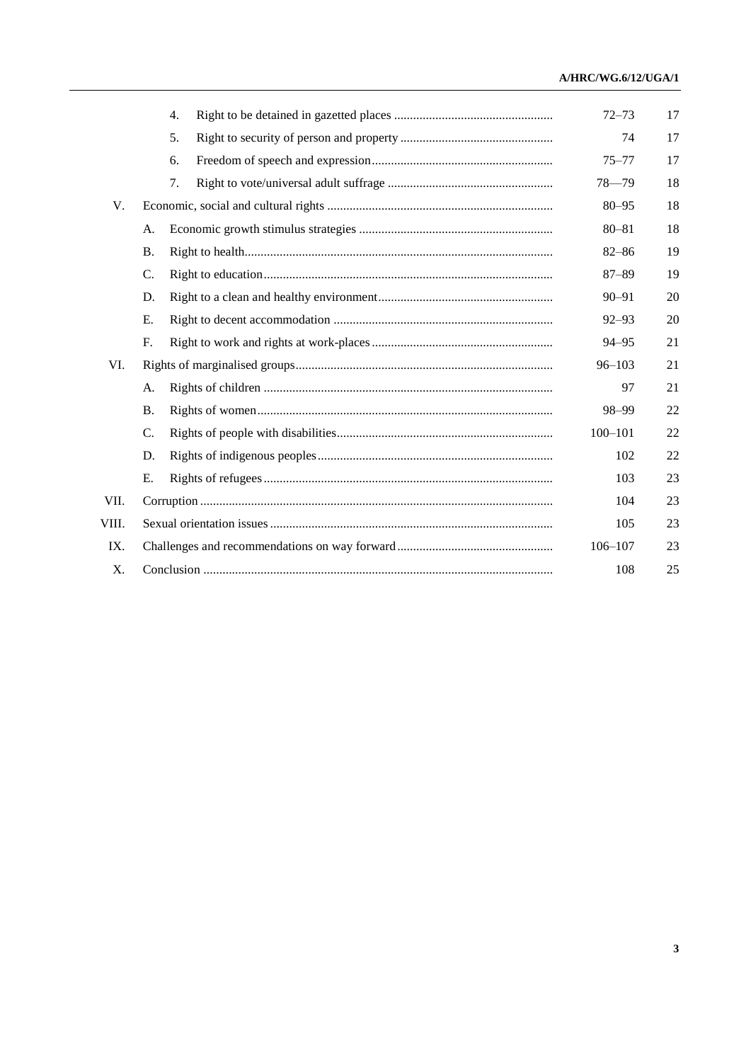| | | | Paragraphs | Page |
|---|---|---|---|---|
| | 4. | Right to be detained in gazetted places | 72–73 | 17 |
| | 5. | Right to security of person and property | 74 | 17 |
| | 6. | Freedom of speech and expression | 75–77 | 17 |
| | 7. | Right to vote/universal adult suffrage | 78—79 | 18 |
| V. | | Economic, social and cultural rights | 80–95 | 18 |
| | A. | Economic growth stimulus strategies | 80–81 | 18 |
| | B. | Right to health | 82–86 | 19 |
| | C. | Right to education | 87–89 | 19 |
| | D. | Right to a clean and healthy environment | 90–91 | 20 |
| | E. | Right to decent accommodation | 92–93 | 20 |
| | F. | Right to work and rights at work-places | 94–95 | 21 |
| VI. | | Rights of marginalised groups | 96–103 | 21 |
| | A. | Rights of children | 97 | 21 |
| | B. | Rights of women | 98–99 | 22 |
| | C. | Rights of people with disabilities | 100–101 | 22 |
| | D. | Rights of indigenous peoples | 102 | 22 |
| | E. | Rights of refugees | 103 | 23 |
| VII. | | Corruption | 104 | 23 |
| VIII. | | Sexual orientation issues | 105 | 23 |
| IX. | | Challenges and recommendations on way forward | 106–107 | 23 |
| X. | | Conclusion | 108 | 25 |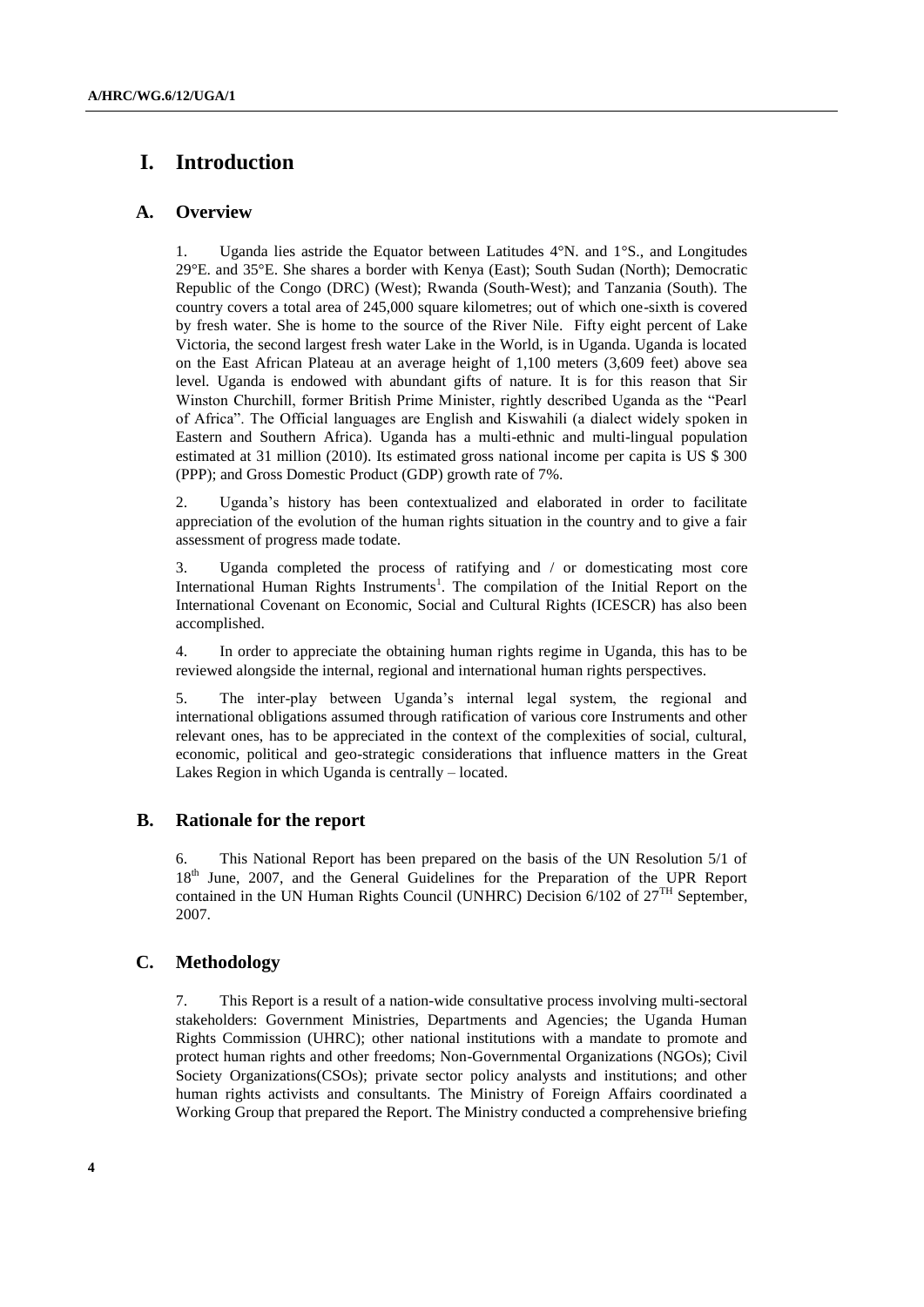# I. Introduction

## A. Overview

1. Uganda lies astride the Equator between Latitudes 4°N. and 1°S., and Longitudes 29°E. and 35°E. She shares a border with Kenya (East); South Sudan (North); Democratic Republic of the Congo (DRC) (West); Rwanda (South-West); and Tanzania (South). The country covers a total area of 245,000 square kilometres; out of which one-sixth is covered by fresh water. She is home to the source of the River Nile. Fifty eight percent of Lake Victoria, the second largest fresh water Lake in the World, is in Uganda. Uganda is located on the East African Plateau at an average height of 1,100 meters (3,609 feet) above sea level. Uganda is endowed with abundant gifts of nature. It is for this reason that Sir Winston Churchill, former British Prime Minister, rightly described Uganda as the "Pearl of Africa". The Official languages are English and Kiswahili (a dialect widely spoken in Eastern and Southern Africa). Uganda has a multi-ethnic and multi-lingual population estimated at 31 million (2010). Its estimated gross national income per capita is US $ 300 (PPP); and Gross Domestic Product (GDP) growth rate of 7%.

2. Uganda's history has been contextualized and elaborated in order to facilitate appreciation of the evolution of the human rights situation in the country and to give a fair assessment of progress made todate.

3. Uganda completed the process of ratifying and / or domesticating most core International Human Rights Instruments[1]. The compilation of the Initial Report on the International Covenant on Economic, Social and Cultural Rights (ICESCR) has also been accomplished.

4. In order to appreciate the obtaining human rights regime in Uganda, this has to be reviewed alongside the internal, regional and international human rights perspectives.

5. The inter-play between Uganda's internal legal system, the regional and international obligations assumed through ratification of various core Instruments and other relevant ones, has to be appreciated in the context of the complexities of social, cultural, economic, political and geo-strategic considerations that influence matters in the Great Lakes Region in which Uganda is centrally – located.

## B. Rationale for the report

6. This National Report has been prepared on the basis of the UN Resolution 5/1 of 18th June, 2007, and the General Guidelines for the Preparation of the UPR Report contained in the UN Human Rights Council (UNHRC) Decision 6/102 of 27TH September, 2007.

## C. Methodology

7. This Report is a result of a nation-wide consultative process involving multi-sectoral stakeholders: Government Ministries, Departments and Agencies; the Uganda Human Rights Commission (UHRC); other national institutions with a mandate to promote and protect human rights and other freedoms; Non-Governmental Organizations (NGOs); Civil Society Organizations(CSOs); private sector policy analysts and institutions; and other human rights activists and consultants. The Ministry of Foreign Affairs coordinated a Working Group that prepared the Report. The Ministry conducted a comprehensive briefing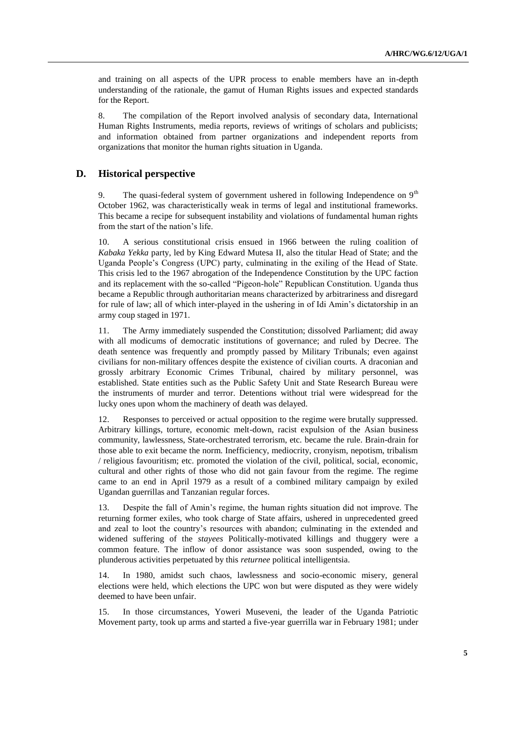and training on all aspects of the UPR process to enable members have an in-depth understanding of the rationale, the gamut of Human Rights issues and expected standards for the Report.

8. The compilation of the Report involved analysis of secondary data, International Human Rights Instruments, media reports, reviews of writings of scholars and publicists; and information obtained from partner organizations and independent reports from organizations that monitor the human rights situation in Uganda.

## D. Historical perspective

9. The quasi-federal system of government ushered in following Independence on 9th October 1962, was characteristically weak in terms of legal and institutional frameworks. This became a recipe for subsequent instability and violations of fundamental human rights from the start of the nation's life.

10. A serious constitutional crisis ensued in 1966 between the ruling coalition of *Kabaka Yekka* party, led by King Edward Mutesa II, also the titular Head of State; and the Uganda People's Congress (UPC) party, culminating in the exiling of the Head of State. This crisis led to the 1967 abrogation of the Independence Constitution by the UPC faction and its replacement with the so-called "Pigeon-hole" Republican Constitution. Uganda thus became a Republic through authoritarian means characterized by arbitrariness and disregard for rule of law; all of which inter-played in the ushering in of Idi Amin's dictatorship in an army coup staged in 1971.

11. The Army immediately suspended the Constitution; dissolved Parliament; did away with all modicums of democratic institutions of governance; and ruled by Decree. The death sentence was frequently and promptly passed by Military Tribunals; even against civilians for non-military offences despite the existence of civilian courts. A draconian and grossly arbitrary Economic Crimes Tribunal, chaired by military personnel, was established. State entities such as the Public Safety Unit and State Research Bureau were the instruments of murder and terror. Detentions without trial were widespread for the lucky ones upon whom the machinery of death was delayed.

12. Responses to perceived or actual opposition to the regime were brutally suppressed. Arbitrary killings, torture, economic melt-down, racist expulsion of the Asian business community, lawlessness, State-orchestrated terrorism, etc. became the rule. Brain-drain for those able to exit became the norm. Inefficiency, mediocrity, cronyism, nepotism, tribalism / religious favouritism; etc. promoted the violation of the civil, political, social, economic, cultural and other rights of those who did not gain favour from the regime. The regime came to an end in April 1979 as a result of a combined military campaign by exiled Ugandan guerrillas and Tanzanian regular forces.

13. Despite the fall of Amin's regime, the human rights situation did not improve. The returning former exiles, who took charge of State affairs, ushered in unprecedented greed and zeal to loot the country's resources with abandon; culminating in the extended and widened suffering of the *stayees* Politically-motivated killings and thuggery were a common feature. The inflow of donor assistance was soon suspended, owing to the plunderous activities perpetuated by this *returnee* political intelligentsia.

14. In 1980, amidst such chaos, lawlessness and socio-economic misery, general elections were held, which elections the UPC won but were disputed as they were widely deemed to have been unfair.

15. In those circumstances, Yoweri Museveni, the leader of the Uganda Patriotic Movement party, took up arms and started a five-year guerrilla war in February 1981; under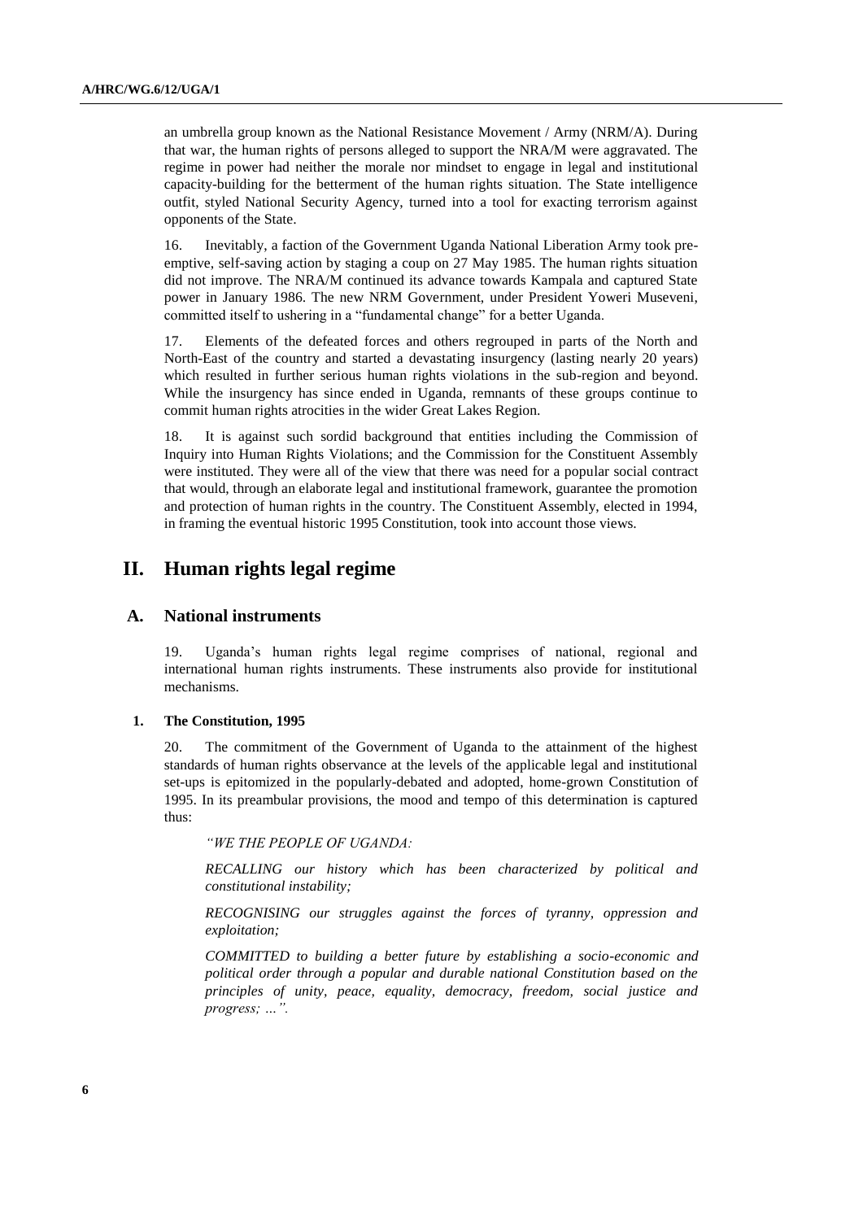an umbrella group known as the National Resistance Movement / Army (NRM/A). During that war, the human rights of persons alleged to support the NRA/M were aggravated. The regime in power had neither the morale nor mindset to engage in legal and institutional capacity-building for the betterment of the human rights situation. The State intelligence outfit, styled National Security Agency, turned into a tool for exacting terrorism against opponents of the State.

16. Inevitably, a faction of the Government Uganda National Liberation Army took pre-emptive, self-saving action by staging a coup on 27 May 1985. The human rights situation did not improve. The NRA/M continued its advance towards Kampala and captured State power in January 1986. The new NRM Government, under President Yoweri Museveni, committed itself to ushering in a "fundamental change" for a better Uganda.

17. Elements of the defeated forces and others regrouped in parts of the North and North-East of the country and started a devastating insurgency (lasting nearly 20 years) which resulted in further serious human rights violations in the sub-region and beyond. While the insurgency has since ended in Uganda, remnants of these groups continue to commit human rights atrocities in the wider Great Lakes Region.

18. It is against such sordid background that entities including the Commission of Inquiry into Human Rights Violations; and the Commission for the Constituent Assembly were instituted. They were all of the view that there was need for a popular social contract that would, through an elaborate legal and institutional framework, guarantee the promotion and protection of human rights in the country. The Constituent Assembly, elected in 1994, in framing the eventual historic 1995 Constitution, took into account those views.

# II. Human rights legal regime

## A. National instruments

19. Uganda's human rights legal regime comprises of national, regional and international human rights instruments. These instruments also provide for institutional mechanisms.

### 1. The Constitution, 1995

20. The commitment of the Government of Uganda to the attainment of the highest standards of human rights observance at the levels of the applicable legal and institutional set-ups is epitomized in the popularly-debated and adopted, home-grown Constitution of 1995. In its preambular provisions, the mood and tempo of this determination is captured thus:

> *"WE THE PEOPLE OF UGANDA:*
>
> *RECALLING our history which has been characterized by political and constitutional instability;*
>
> *RECOGNISING our struggles against the forces of tyranny, oppression and exploitation;*
>
> *COMMITTED to building a better future by establishing a socio-economic and political order through a popular and durable national Constitution based on the principles of unity, peace, equality, democracy, freedom, social justice and progress; …".*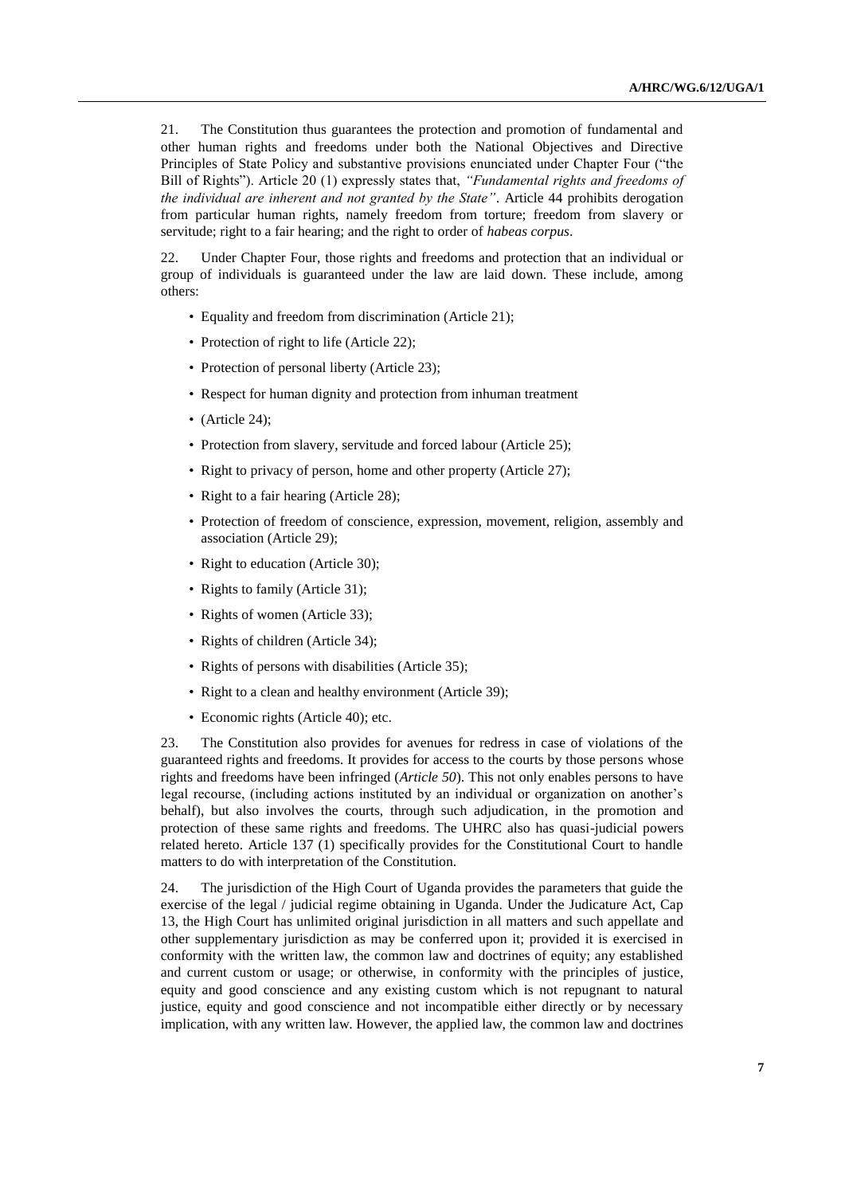21. The Constitution thus guarantees the protection and promotion of fundamental and other human rights and freedoms under both the National Objectives and Directive Principles of State Policy and substantive provisions enunciated under Chapter Four ("the Bill of Rights"). Article 20 (1) expressly states that, *"Fundamental rights and freedoms of the individual are inherent and not granted by the State"*. Article 44 prohibits derogation from particular human rights, namely freedom from torture; freedom from slavery or servitude; right to a fair hearing; and the right to order of *habeas corpus*.

22. Under Chapter Four, those rights and freedoms and protection that an individual or group of individuals is guaranteed under the law are laid down. These include, among others:

- Equality and freedom from discrimination (Article 21);
- Protection of right to life (Article 22);
- Protection of personal liberty (Article 23);
- Respect for human dignity and protection from inhuman treatment
- (Article 24);
- Protection from slavery, servitude and forced labour (Article 25);
- Right to privacy of person, home and other property (Article 27);
- Right to a fair hearing (Article 28);
- Protection of freedom of conscience, expression, movement, religion, assembly and association (Article 29);
- Right to education (Article 30);
- Rights to family (Article 31);
- Rights of women (Article 33);
- Rights of children (Article 34);
- Rights of persons with disabilities (Article 35);
- Right to a clean and healthy environment (Article 39);
- Economic rights (Article 40); etc.

23. The Constitution also provides for avenues for redress in case of violations of the guaranteed rights and freedoms. It provides for access to the courts by those persons whose rights and freedoms have been infringed (*Article 50*). This not only enables persons to have legal recourse, (including actions instituted by an individual or organization on another's behalf), but also involves the courts, through such adjudication, in the promotion and protection of these same rights and freedoms. The UHRC also has quasi-judicial powers related hereto. Article 137 (1) specifically provides for the Constitutional Court to handle matters to do with interpretation of the Constitution.

24. The jurisdiction of the High Court of Uganda provides the parameters that guide the exercise of the legal / judicial regime obtaining in Uganda. Under the Judicature Act, Cap 13, the High Court has unlimited original jurisdiction in all matters and such appellate and other supplementary jurisdiction as may be conferred upon it; provided it is exercised in conformity with the written law, the common law and doctrines of equity; any established and current custom or usage; or otherwise, in conformity with the principles of justice, equity and good conscience and any existing custom which is not repugnant to natural justice, equity and good conscience and not incompatible either directly or by necessary implication, with any written law. However, the applied law, the common law and doctrines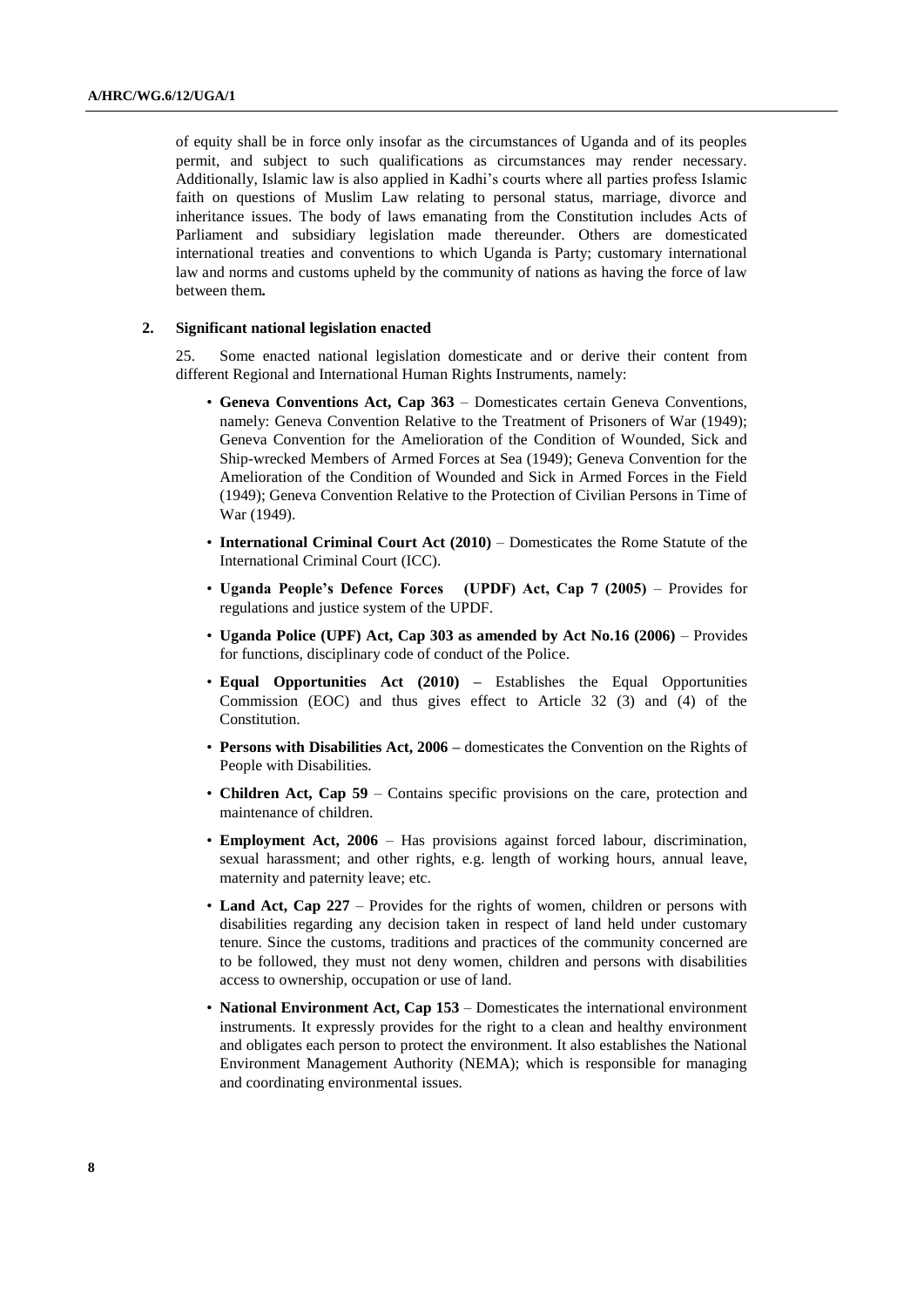of equity shall be in force only insofar as the circumstances of Uganda and of its peoples permit, and subject to such qualifications as circumstances may render necessary. Additionally, Islamic law is also applied in Kadhi's courts where all parties profess Islamic faith on questions of Muslim Law relating to personal status, marriage, divorce and inheritance issues. The body of laws emanating from the Constitution includes Acts of Parliament and subsidiary legislation made thereunder. Others are domesticated international treaties and conventions to which Uganda is Party; customary international law and norms and customs upheld by the community of nations as having the force of law between them**.**

### 2. Significant national legislation enacted

25. Some enacted national legislation domesticate and or derive their content from different Regional and International Human Rights Instruments, namely:

- **Geneva Conventions Act, Cap 363** – Domesticates certain Geneva Conventions, namely: Geneva Convention Relative to the Treatment of Prisoners of War (1949); Geneva Convention for the Amelioration of the Condition of Wounded, Sick and Ship-wrecked Members of Armed Forces at Sea (1949); Geneva Convention for the Amelioration of the Condition of Wounded and Sick in Armed Forces in the Field (1949); Geneva Convention Relative to the Protection of Civilian Persons in Time of War (1949).
- **International Criminal Court Act (2010)** – Domesticates the Rome Statute of the International Criminal Court (ICC).
- **Uganda People's Defence Forces (UPDF) Act, Cap 7 (2005)** – Provides for regulations and justice system of the UPDF.
- **Uganda Police (UPF) Act, Cap 303 as amended by Act No.16 (2006)** – Provides for functions, disciplinary code of conduct of the Police.
- **Equal Opportunities Act (2010) –** Establishes the Equal Opportunities Commission (EOC) and thus gives effect to Article 32 (3) and (4) of the Constitution.
- **Persons with Disabilities Act, 2006 –** domesticates the Convention on the Rights of People with Disabilities.
- **Children Act, Cap 59** – Contains specific provisions on the care, protection and maintenance of children.
- **Employment Act, 2006** – Has provisions against forced labour, discrimination, sexual harassment; and other rights, e.g. length of working hours, annual leave, maternity and paternity leave; etc.
- **Land Act, Cap 227** – Provides for the rights of women, children or persons with disabilities regarding any decision taken in respect of land held under customary tenure. Since the customs, traditions and practices of the community concerned are to be followed, they must not deny women, children and persons with disabilities access to ownership, occupation or use of land.
- **National Environment Act, Cap 153** – Domesticates the international environment instruments. It expressly provides for the right to a clean and healthy environment and obligates each person to protect the environment. It also establishes the National Environment Management Authority (NEMA); which is responsible for managing and coordinating environmental issues.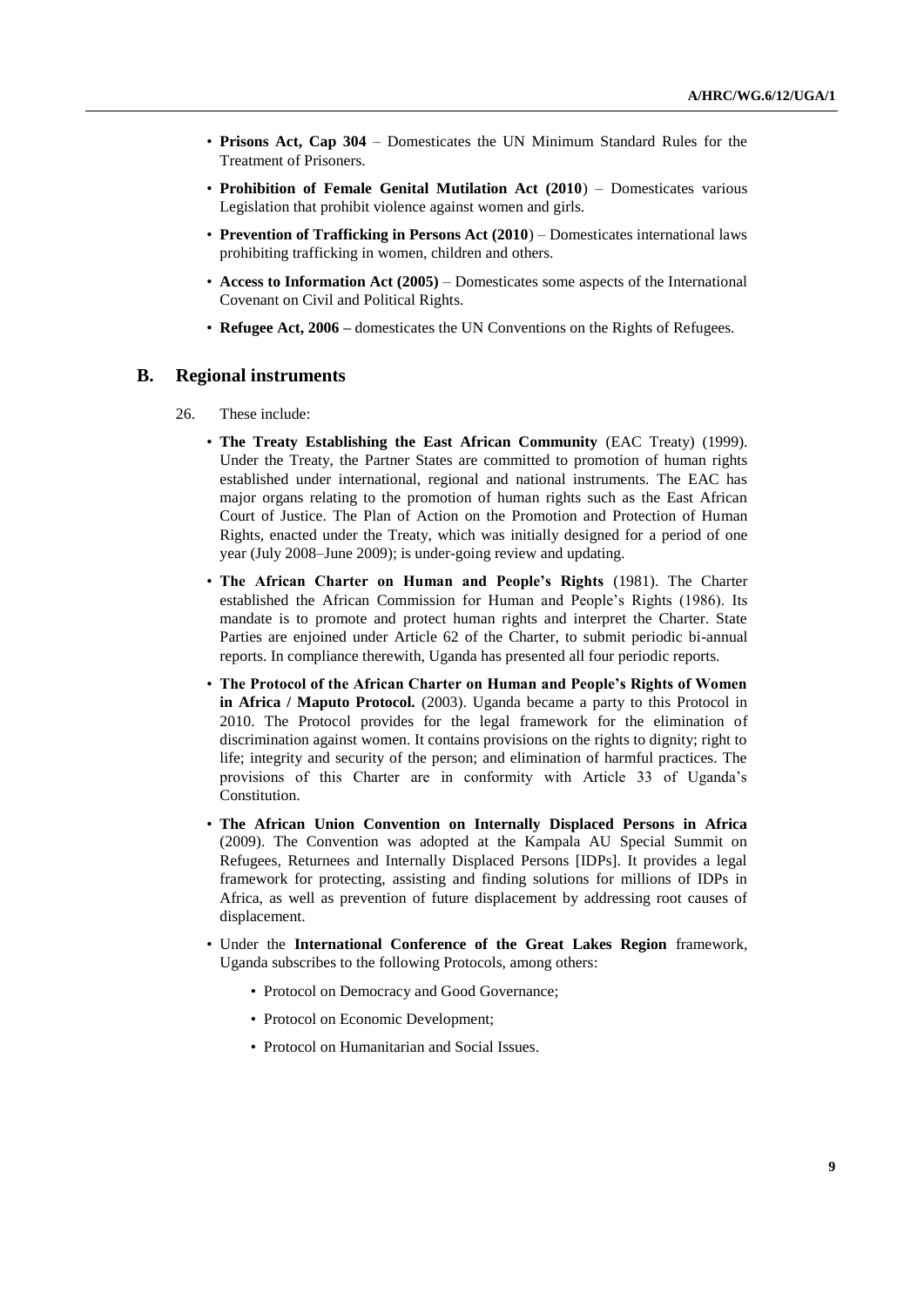- **Prisons Act, Cap 304** – Domesticates the UN Minimum Standard Rules for the Treatment of Prisoners.
- **Prohibition of Female Genital Mutilation Act (2010**) – Domesticates various Legislation that prohibit violence against women and girls.
- **Prevention of Trafficking in Persons Act (2010**) – Domesticates international laws prohibiting trafficking in women, children and others.
- **Access to Information Act (2005)** – Domesticates some aspects of the International Covenant on Civil and Political Rights.
- **Refugee Act, 2006 –** domesticates the UN Conventions on the Rights of Refugees.

## B. Regional instruments

26. These include:

- **The Treaty Establishing the East African Community** (EAC Treaty) (1999). Under the Treaty, the Partner States are committed to promotion of human rights established under international, regional and national instruments. The EAC has major organs relating to the promotion of human rights such as the East African Court of Justice. The Plan of Action on the Promotion and Protection of Human Rights, enacted under the Treaty, which was initially designed for a period of one year (July 2008–June 2009); is under-going review and updating.
- **The African Charter on Human and People's Rights** (1981). The Charter established the African Commission for Human and People's Rights (1986). Its mandate is to promote and protect human rights and interpret the Charter. State Parties are enjoined under Article 62 of the Charter, to submit periodic bi-annual reports. In compliance therewith, Uganda has presented all four periodic reports.
- **The Protocol of the African Charter on Human and People's Rights of Women in Africa / Maputo Protocol.** (2003). Uganda became a party to this Protocol in 2010. The Protocol provides for the legal framework for the elimination of discrimination against women. It contains provisions on the rights to dignity; right to life; integrity and security of the person; and elimination of harmful practices. The provisions of this Charter are in conformity with Article 33 of Uganda's Constitution.
- **The African Union Convention on Internally Displaced Persons in Africa** (2009). The Convention was adopted at the Kampala AU Special Summit on Refugees, Returnees and Internally Displaced Persons [IDPs]. It provides a legal framework for protecting, assisting and finding solutions for millions of IDPs in Africa, as well as prevention of future displacement by addressing root causes of displacement.
- Under the **International Conference of the Great Lakes Region** framework, Uganda subscribes to the following Protocols, among others:
  - Protocol on Democracy and Good Governance;
  - Protocol on Economic Development;
  - Protocol on Humanitarian and Social Issues.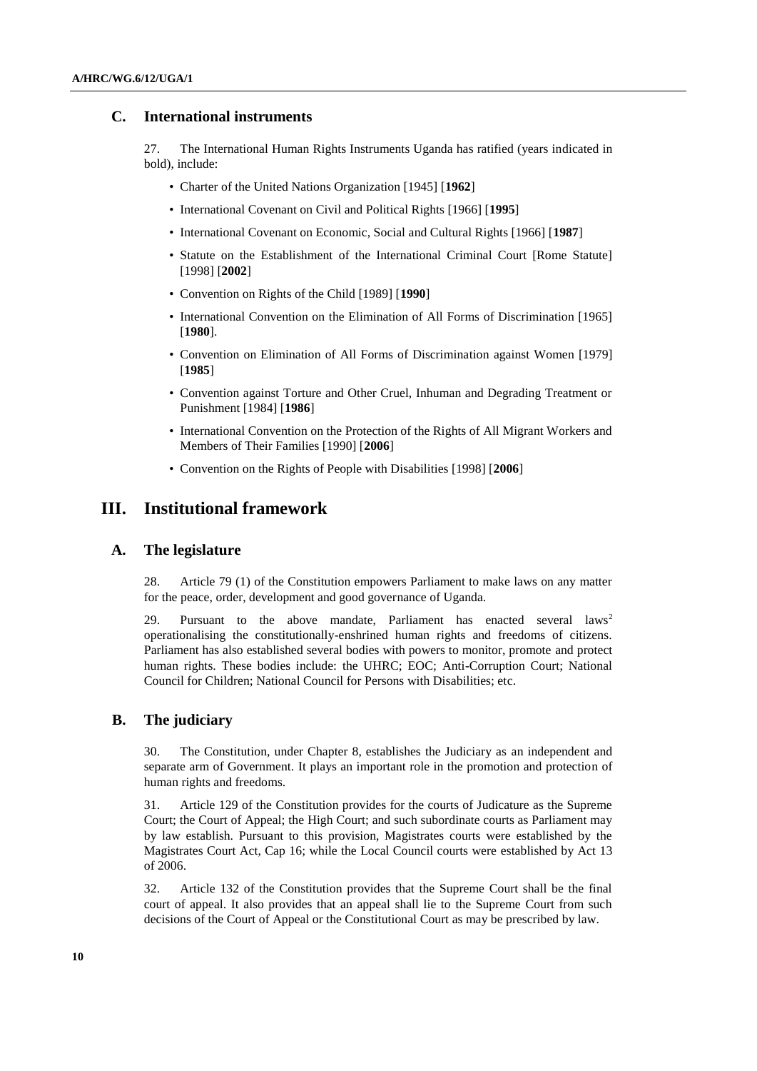### C. International instruments

27. The International Human Rights Instruments Uganda has ratified (years indicated in bold), include:

- Charter of the United Nations Organization [1945] [**1962**]
- International Covenant on Civil and Political Rights [1966] [**1995**]
- International Covenant on Economic, Social and Cultural Rights [1966] [**1987**]
- Statute on the Establishment of the International Criminal Court [Rome Statute] [1998] [**2002**]
- Convention on Rights of the Child [1989] [**1990**]
- International Convention on the Elimination of All Forms of Discrimination [1965] [**1980**].
- Convention on Elimination of All Forms of Discrimination against Women [1979] [**1985**]
- Convention against Torture and Other Cruel, Inhuman and Degrading Treatment or Punishment [1984] [**1986**]
- International Convention on the Protection of the Rights of All Migrant Workers and Members of Their Families [1990] [**2006**]
- Convention on the Rights of People with Disabilities [1998] [**2006**]

## III. Institutional framework

### A. The legislature

28. Article 79 (1) of the Constitution empowers Parliament to make laws on any matter for the peace, order, development and good governance of Uganda.

29. Pursuant to the above mandate, Parliament has enacted several laws[2] operationalising the constitutionally-enshrined human rights and freedoms of citizens. Parliament has also established several bodies with powers to monitor, promote and protect human rights. These bodies include: the UHRC; EOC; Anti-Corruption Court; National Council for Children; National Council for Persons with Disabilities; etc.

### B. The judiciary

30. The Constitution, under Chapter 8, establishes the Judiciary as an independent and separate arm of Government. It plays an important role in the promotion and protection of human rights and freedoms.

31. Article 129 of the Constitution provides for the courts of Judicature as the Supreme Court; the Court of Appeal; the High Court; and such subordinate courts as Parliament may by law establish. Pursuant to this provision, Magistrates courts were established by the Magistrates Court Act, Cap 16; while the Local Council courts were established by Act 13 of 2006.

32. Article 132 of the Constitution provides that the Supreme Court shall be the final court of appeal. It also provides that an appeal shall lie to the Supreme Court from such decisions of the Court of Appeal or the Constitutional Court as may be prescribed by law.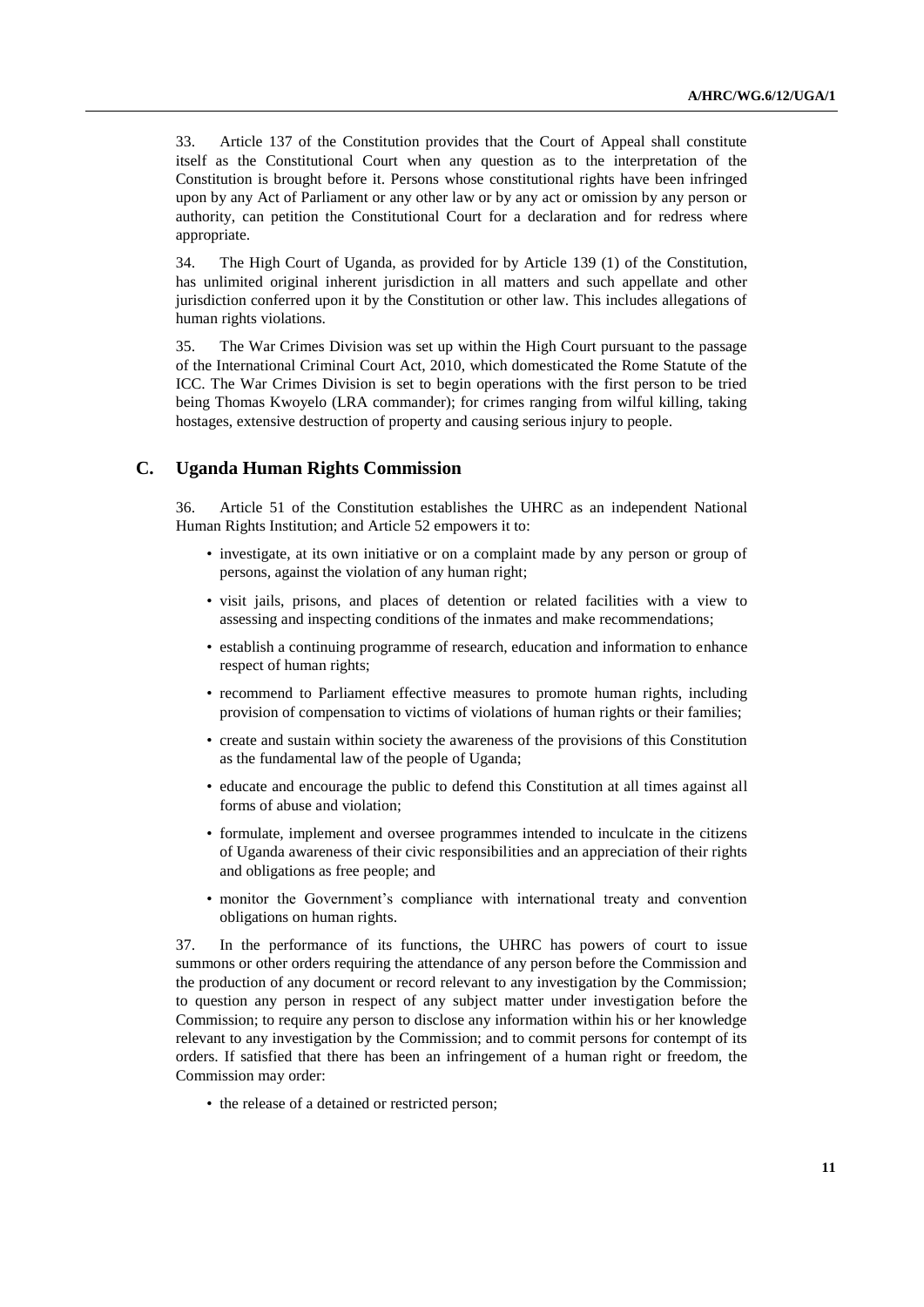33. Article 137 of the Constitution provides that the Court of Appeal shall constitute itself as the Constitutional Court when any question as to the interpretation of the Constitution is brought before it. Persons whose constitutional rights have been infringed upon by any Act of Parliament or any other law or by any act or omission by any person or authority, can petition the Constitutional Court for a declaration and for redress where appropriate.

34. The High Court of Uganda, as provided for by Article 139 (1) of the Constitution, has unlimited original inherent jurisdiction in all matters and such appellate and other jurisdiction conferred upon it by the Constitution or other law. This includes allegations of human rights violations.

35. The War Crimes Division was set up within the High Court pursuant to the passage of the International Criminal Court Act, 2010, which domesticated the Rome Statute of the ICC. The War Crimes Division is set to begin operations with the first person to be tried being Thomas Kwoyelo (LRA commander); for crimes ranging from wilful killing, taking hostages, extensive destruction of property and causing serious injury to people.

## C. Uganda Human Rights Commission

36. Article 51 of the Constitution establishes the UHRC as an independent National Human Rights Institution; and Article 52 empowers it to:

- investigate, at its own initiative or on a complaint made by any person or group of persons, against the violation of any human right;
- visit jails, prisons, and places of detention or related facilities with a view to assessing and inspecting conditions of the inmates and make recommendations;
- establish a continuing programme of research, education and information to enhance respect of human rights;
- recommend to Parliament effective measures to promote human rights, including provision of compensation to victims of violations of human rights or their families;
- create and sustain within society the awareness of the provisions of this Constitution as the fundamental law of the people of Uganda;
- educate and encourage the public to defend this Constitution at all times against all forms of abuse and violation;
- formulate, implement and oversee programmes intended to inculcate in the citizens of Uganda awareness of their civic responsibilities and an appreciation of their rights and obligations as free people; and
- monitor the Government's compliance with international treaty and convention obligations on human rights.

37. In the performance of its functions, the UHRC has powers of court to issue summons or other orders requiring the attendance of any person before the Commission and the production of any document or record relevant to any investigation by the Commission; to question any person in respect of any subject matter under investigation before the Commission; to require any person to disclose any information within his or her knowledge relevant to any investigation by the Commission; and to commit persons for contempt of its orders. If satisfied that there has been an infringement of a human right or freedom, the Commission may order:

- the release of a detained or restricted person;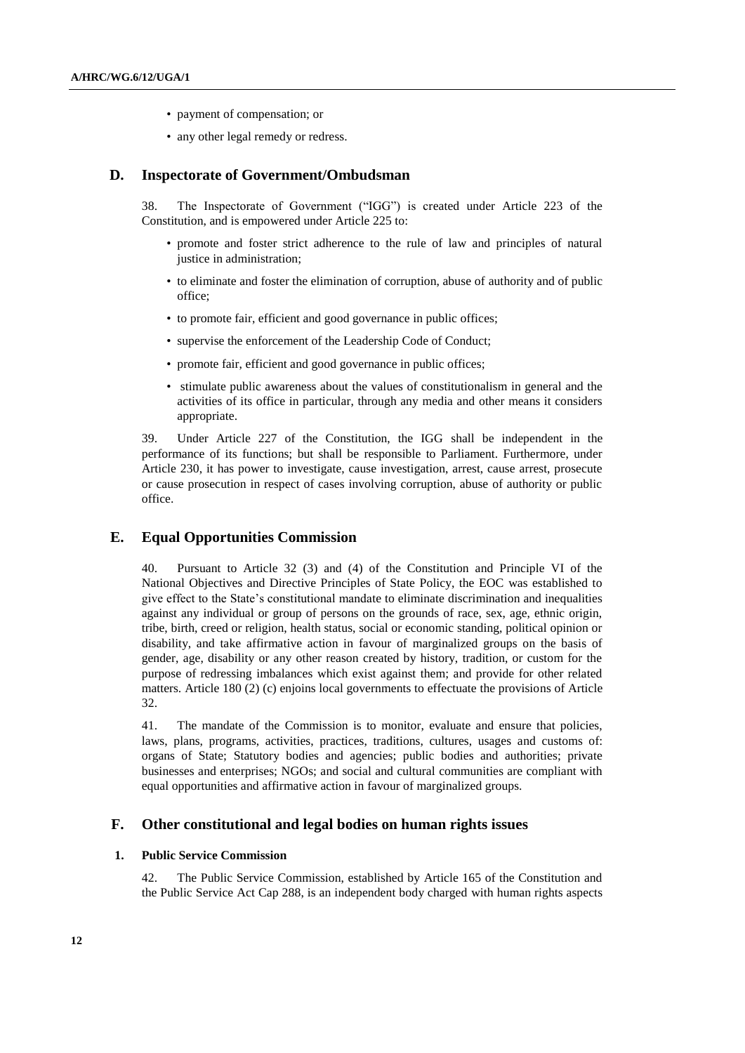- payment of compensation; or
- any other legal remedy or redress.

## D. Inspectorate of Government/Ombudsman

38. The Inspectorate of Government ("IGG") is created under Article 223 of the Constitution, and is empowered under Article 225 to:

- promote and foster strict adherence to the rule of law and principles of natural justice in administration;
- to eliminate and foster the elimination of corruption, abuse of authority and of public office;
- to promote fair, efficient and good governance in public offices;
- supervise the enforcement of the Leadership Code of Conduct;
- promote fair, efficient and good governance in public offices;
- stimulate public awareness about the values of constitutionalism in general and the activities of its office in particular, through any media and other means it considers appropriate.

39. Under Article 227 of the Constitution, the IGG shall be independent in the performance of its functions; but shall be responsible to Parliament. Furthermore, under Article 230, it has power to investigate, cause investigation, arrest, cause arrest, prosecute or cause prosecution in respect of cases involving corruption, abuse of authority or public office.

## E. Equal Opportunities Commission

40. Pursuant to Article 32 (3) and (4) of the Constitution and Principle VI of the National Objectives and Directive Principles of State Policy, the EOC was established to give effect to the State's constitutional mandate to eliminate discrimination and inequalities against any individual or group of persons on the grounds of race, sex, age, ethnic origin, tribe, birth, creed or religion, health status, social or economic standing, political opinion or disability, and take affirmative action in favour of marginalized groups on the basis of gender, age, disability or any other reason created by history, tradition, or custom for the purpose of redressing imbalances which exist against them; and provide for other related matters. Article 180 (2) (c) enjoins local governments to effectuate the provisions of Article 32.

41. The mandate of the Commission is to monitor, evaluate and ensure that policies, laws, plans, programs, activities, practices, traditions, cultures, usages and customs of: organs of State; Statutory bodies and agencies; public bodies and authorities; private businesses and enterprises; NGOs; and social and cultural communities are compliant with equal opportunities and affirmative action in favour of marginalized groups.

## F. Other constitutional and legal bodies on human rights issues

### 1. Public Service Commission

42. The Public Service Commission, established by Article 165 of the Constitution and the Public Service Act Cap 288, is an independent body charged with human rights aspects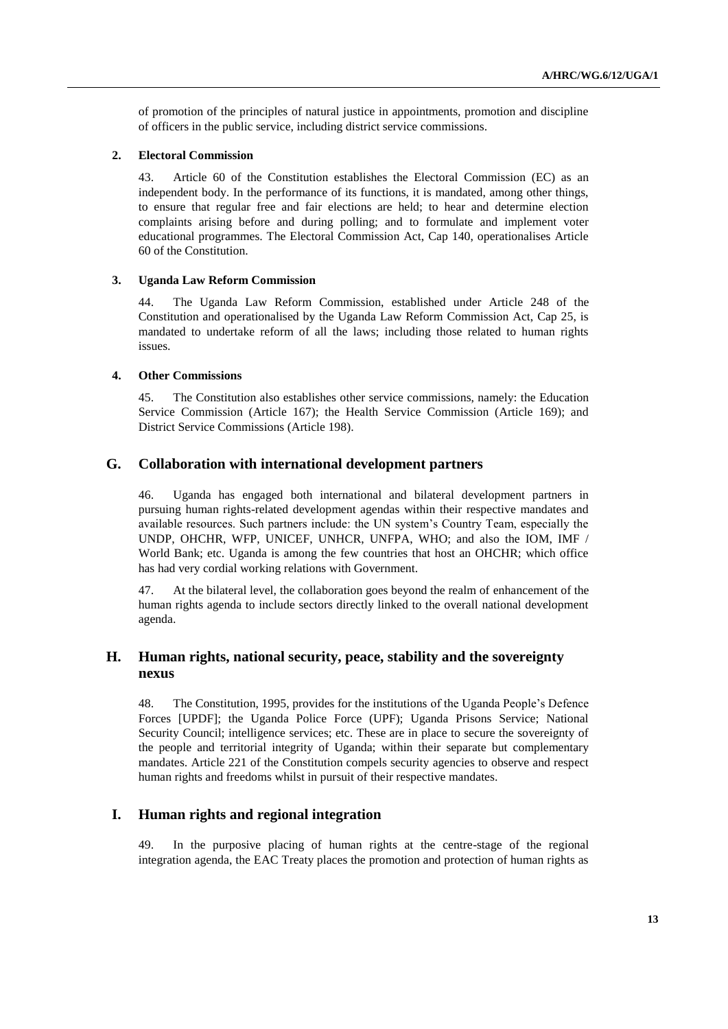of promotion of the principles of natural justice in appointments, promotion and discipline of officers in the public service, including district service commissions.

#### 2. Electoral Commission

43. Article 60 of the Constitution establishes the Electoral Commission (EC) as an independent body. In the performance of its functions, it is mandated, among other things, to ensure that regular free and fair elections are held; to hear and determine election complaints arising before and during polling; and to formulate and implement voter educational programmes. The Electoral Commission Act, Cap 140, operationalises Article 60 of the Constitution.

#### 3. Uganda Law Reform Commission

44. The Uganda Law Reform Commission, established under Article 248 of the Constitution and operationalised by the Uganda Law Reform Commission Act, Cap 25, is mandated to undertake reform of all the laws; including those related to human rights issues.

#### 4. Other Commissions

45. The Constitution also establishes other service commissions, namely: the Education Service Commission (Article 167); the Health Service Commission (Article 169); and District Service Commissions (Article 198).

### G. Collaboration with international development partners

46. Uganda has engaged both international and bilateral development partners in pursuing human rights-related development agendas within their respective mandates and available resources. Such partners include: the UN system's Country Team, especially the UNDP, OHCHR, WFP, UNICEF, UNHCR, UNFPA, WHO; and also the IOM, IMF / World Bank; etc. Uganda is among the few countries that host an OHCHR; which office has had very cordial working relations with Government.

47. At the bilateral level, the collaboration goes beyond the realm of enhancement of the human rights agenda to include sectors directly linked to the overall national development agenda.

### H. Human rights, national security, peace, stability and the sovereignty nexus

48. The Constitution, 1995, provides for the institutions of the Uganda People's Defence Forces [UPDF]; the Uganda Police Force (UPF); Uganda Prisons Service; National Security Council; intelligence services; etc. These are in place to secure the sovereignty of the people and territorial integrity of Uganda; within their separate but complementary mandates. Article 221 of the Constitution compels security agencies to observe and respect human rights and freedoms whilst in pursuit of their respective mandates.

### I. Human rights and regional integration

49. In the purposive placing of human rights at the centre-stage of the regional integration agenda, the EAC Treaty places the promotion and protection of human rights as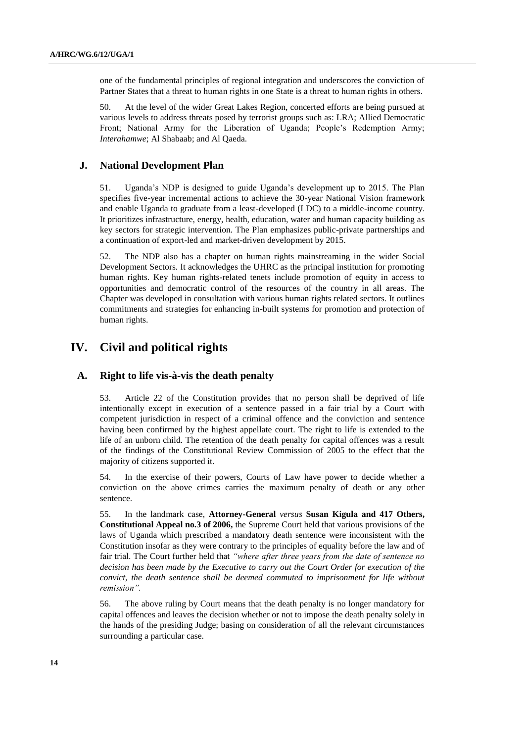one of the fundamental principles of regional integration and underscores the conviction of Partner States that a threat to human rights in one State is a threat to human rights in others.

50. At the level of the wider Great Lakes Region, concerted efforts are being pursued at various levels to address threats posed by terrorist groups such as: LRA; Allied Democratic Front; National Army for the Liberation of Uganda; People's Redemption Army; *Interahamwe*; Al Shabaab; and Al Qaeda.

### J. National Development Plan

51. Uganda's NDP is designed to guide Uganda's development up to 2015. The Plan specifies five-year incremental actions to achieve the 30-year National Vision framework and enable Uganda to graduate from a least-developed (LDC) to a middle-income country. It prioritizes infrastructure, energy, health, education, water and human capacity building as key sectors for strategic intervention. The Plan emphasizes public-private partnerships and a continuation of export-led and market-driven development by 2015.

52. The NDP also has a chapter on human rights mainstreaming in the wider Social Development Sectors. It acknowledges the UHRC as the principal institution for promoting human rights. Key human rights-related tenets include promotion of equity in access to opportunities and democratic control of the resources of the country in all areas. The Chapter was developed in consultation with various human rights related sectors. It outlines commitments and strategies for enhancing in-built systems for promotion and protection of human rights.

## IV. Civil and political rights

### A. Right to life vis-à-vis the death penalty

53. Article 22 of the Constitution provides that no person shall be deprived of life intentionally except in execution of a sentence passed in a fair trial by a Court with competent jurisdiction in respect of a criminal offence and the conviction and sentence having been confirmed by the highest appellate court. The right to life is extended to the life of an unborn child. The retention of the death penalty for capital offences was a result of the findings of the Constitutional Review Commission of 2005 to the effect that the majority of citizens supported it.

54. In the exercise of their powers, Courts of Law have power to decide whether a conviction on the above crimes carries the maximum penalty of death or any other sentence.

55. In the landmark case, **Attorney-General** *versus* **Susan Kigula and 417 Others, Constitutional Appeal no.3 of 2006,** the Supreme Court held that various provisions of the laws of Uganda which prescribed a mandatory death sentence were inconsistent with the Constitution insofar as they were contrary to the principles of equality before the law and of fair trial. The Court further held that *"where after three years from the date of sentence no decision has been made by the Executive to carry out the Court Order for execution of the convict, the death sentence shall be deemed commuted to imprisonment for life without remission".*

56. The above ruling by Court means that the death penalty is no longer mandatory for capital offences and leaves the decision whether or not to impose the death penalty solely in the hands of the presiding Judge; basing on consideration of all the relevant circumstances surrounding a particular case.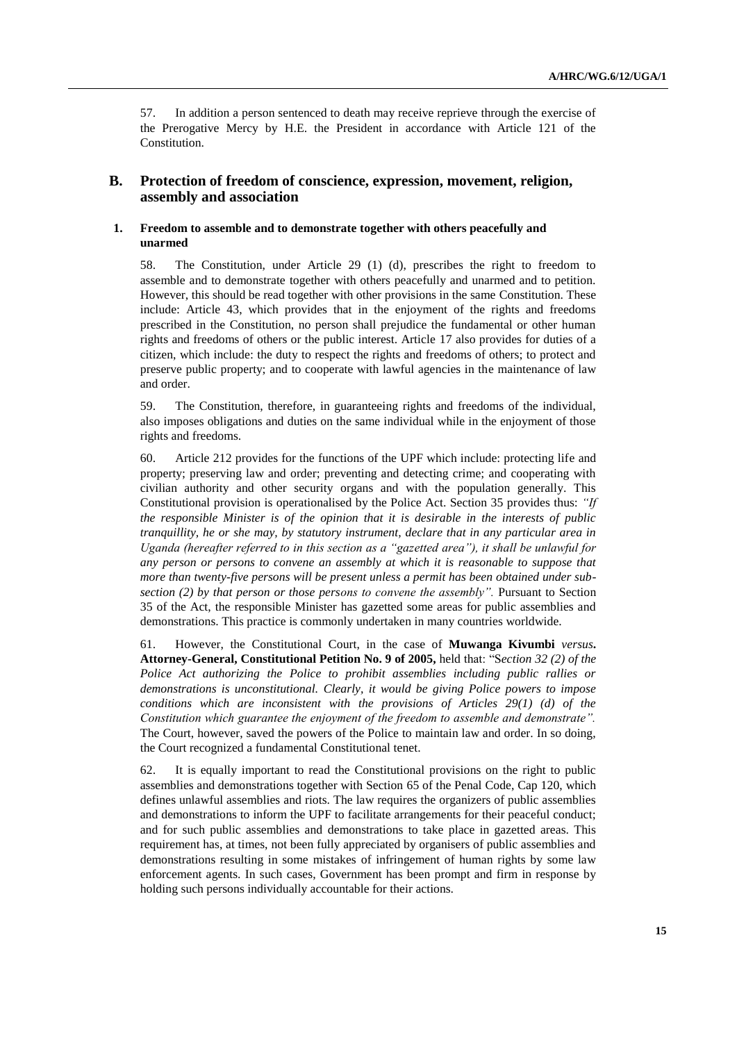57. In addition a person sentenced to death may receive reprieve through the exercise of the Prerogative Mercy by H.E. the President in accordance with Article 121 of the Constitution.

## B. Protection of freedom of conscience, expression, movement, religion, assembly and association

### 1. Freedom to assemble and to demonstrate together with others peacefully and unarmed

58. The Constitution, under Article 29 (1) (d), prescribes the right to freedom to assemble and to demonstrate together with others peacefully and unarmed and to petition. However, this should be read together with other provisions in the same Constitution. These include: Article 43, which provides that in the enjoyment of the rights and freedoms prescribed in the Constitution, no person shall prejudice the fundamental or other human rights and freedoms of others or the public interest. Article 17 also provides for duties of a citizen, which include: the duty to respect the rights and freedoms of others; to protect and preserve public property; and to cooperate with lawful agencies in the maintenance of law and order.

59. The Constitution, therefore, in guaranteeing rights and freedoms of the individual, also imposes obligations and duties on the same individual while in the enjoyment of those rights and freedoms.

60. Article 212 provides for the functions of the UPF which include: protecting life and property; preserving law and order; preventing and detecting crime; and cooperating with civilian authority and other security organs and with the population generally. This Constitutional provision is operationalised by the Police Act. Section 35 provides thus: *"If the responsible Minister is of the opinion that it is desirable in the interests of public tranquillity, he or she may, by statutory instrument, declare that in any particular area in Uganda (hereafter referred to in this section as a "gazetted area"), it shall be unlawful for any person or persons to convene an assembly at which it is reasonable to suppose that more than twenty-five persons will be present unless a permit has been obtained under sub-section (2) by that person or those persons to convene the assembly".* Pursuant to Section 35 of the Act, the responsible Minister has gazetted some areas for public assemblies and demonstrations. This practice is commonly undertaken in many countries worldwide.

61. However, the Constitutional Court, in the case of **Muwanga Kivumbi** *versus***. Attorney-General, Constitutional Petition No. 9 of 2005,** held that: "S*ection 32 (2) of the Police Act authorizing the Police to prohibit assemblies including public rallies or demonstrations is unconstitutional. Clearly, it would be giving Police powers to impose conditions which are inconsistent with the provisions of Articles 29(1) (d) of the Constitution which guarantee the enjoyment of the freedom to assemble and demonstrate".* The Court, however, saved the powers of the Police to maintain law and order. In so doing, the Court recognized a fundamental Constitutional tenet.

62. It is equally important to read the Constitutional provisions on the right to public assemblies and demonstrations together with Section 65 of the Penal Code, Cap 120, which defines unlawful assemblies and riots. The law requires the organizers of public assemblies and demonstrations to inform the UPF to facilitate arrangements for their peaceful conduct; and for such public assemblies and demonstrations to take place in gazetted areas. This requirement has, at times, not been fully appreciated by organisers of public assemblies and demonstrations resulting in some mistakes of infringement of human rights by some law enforcement agents. In such cases, Government has been prompt and firm in response by holding such persons individually accountable for their actions.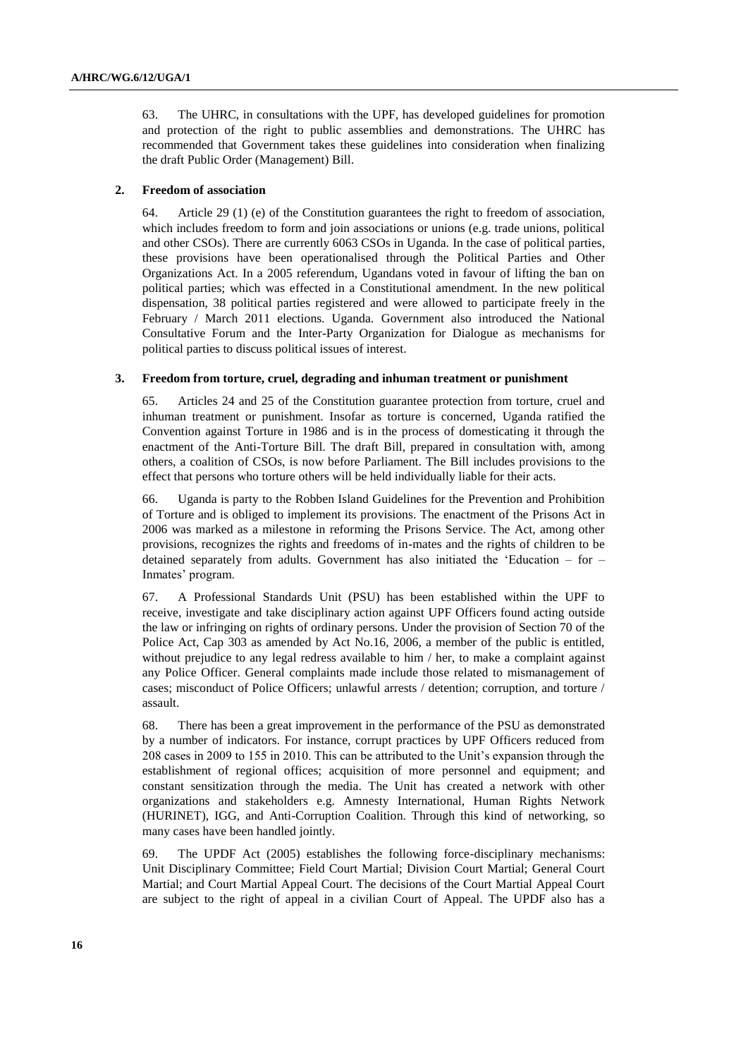63. The UHRC, in consultations with the UPF, has developed guidelines for promotion and protection of the right to public assemblies and demonstrations. The UHRC has recommended that Government takes these guidelines into consideration when finalizing the draft Public Order (Management) Bill.

### 2. Freedom of association

64. Article 29 (1) (e) of the Constitution guarantees the right to freedom of association, which includes freedom to form and join associations or unions (e.g. trade unions, political and other CSOs). There are currently 6063 CSOs in Uganda. In the case of political parties, these provisions have been operationalised through the Political Parties and Other Organizations Act. In a 2005 referendum, Ugandans voted in favour of lifting the ban on political parties; which was effected in a Constitutional amendment. In the new political dispensation, 38 political parties registered and were allowed to participate freely in the February / March 2011 elections. Uganda. Government also introduced the National Consultative Forum and the Inter-Party Organization for Dialogue as mechanisms for political parties to discuss political issues of interest.

### 3. Freedom from torture, cruel, degrading and inhuman treatment or punishment

65. Articles 24 and 25 of the Constitution guarantee protection from torture, cruel and inhuman treatment or punishment. Insofar as torture is concerned, Uganda ratified the Convention against Torture in 1986 and is in the process of domesticating it through the enactment of the Anti-Torture Bill. The draft Bill, prepared in consultation with, among others, a coalition of CSOs, is now before Parliament. The Bill includes provisions to the effect that persons who torture others will be held individually liable for their acts.

66. Uganda is party to the Robben Island Guidelines for the Prevention and Prohibition of Torture and is obliged to implement its provisions. The enactment of the Prisons Act in 2006 was marked as a milestone in reforming the Prisons Service. The Act, among other provisions, recognizes the rights and freedoms of in-mates and the rights of children to be detained separately from adults. Government has also initiated the 'Education – for – Inmates' program.

67. A Professional Standards Unit (PSU) has been established within the UPF to receive, investigate and take disciplinary action against UPF Officers found acting outside the law or infringing on rights of ordinary persons. Under the provision of Section 70 of the Police Act, Cap 303 as amended by Act No.16, 2006, a member of the public is entitled, without prejudice to any legal redress available to him / her, to make a complaint against any Police Officer. General complaints made include those related to mismanagement of cases; misconduct of Police Officers; unlawful arrests / detention; corruption, and torture / assault.

68. There has been a great improvement in the performance of the PSU as demonstrated by a number of indicators. For instance, corrupt practices by UPF Officers reduced from 208 cases in 2009 to 155 in 2010. This can be attributed to the Unit's expansion through the establishment of regional offices; acquisition of more personnel and equipment; and constant sensitization through the media. The Unit has created a network with other organizations and stakeholders e.g. Amnesty International, Human Rights Network (HURINET), IGG, and Anti-Corruption Coalition. Through this kind of networking, so many cases have been handled jointly.

69. The UPDF Act (2005) establishes the following force-disciplinary mechanisms: Unit Disciplinary Committee; Field Court Martial; Division Court Martial; General Court Martial; and Court Martial Appeal Court. The decisions of the Court Martial Appeal Court are subject to the right of appeal in a civilian Court of Appeal. The UPDF also has a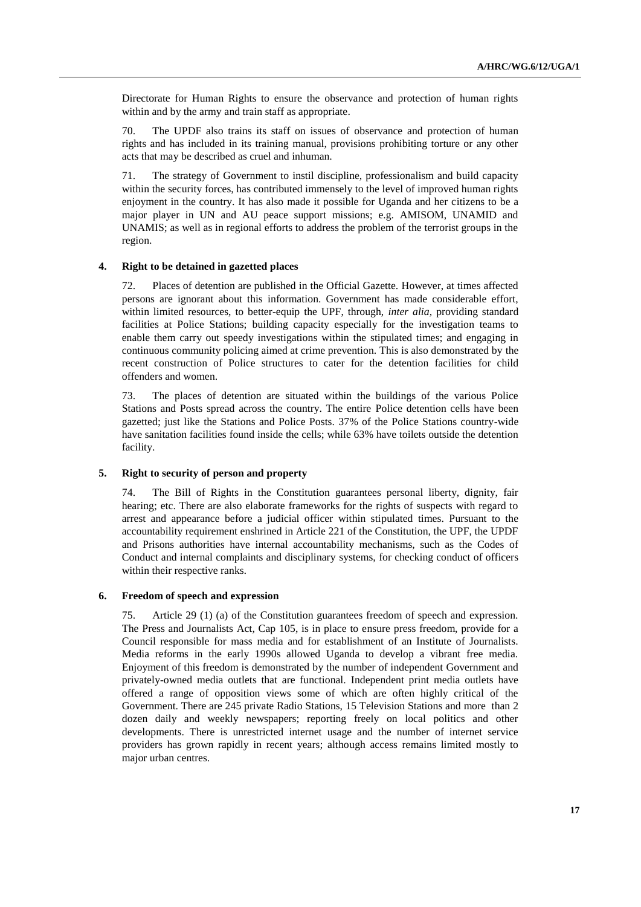Directorate for Human Rights to ensure the observance and protection of human rights within and by the army and train staff as appropriate.

70. The UPDF also trains its staff on issues of observance and protection of human rights and has included in its training manual, provisions prohibiting torture or any other acts that may be described as cruel and inhuman.

71. The strategy of Government to instil discipline, professionalism and build capacity within the security forces, has contributed immensely to the level of improved human rights enjoyment in the country. It has also made it possible for Uganda and her citizens to be a major player in UN and AU peace support missions; e.g. AMISOM, UNAMID and UNAMIS; as well as in regional efforts to address the problem of the terrorist groups in the region.

### 4. Right to be detained in gazetted places

72. Places of detention are published in the Official Gazette. However, at times affected persons are ignorant about this information. Government has made considerable effort, within limited resources, to better-equip the UPF, through, *inter alia*, providing standard facilities at Police Stations; building capacity especially for the investigation teams to enable them carry out speedy investigations within the stipulated times; and engaging in continuous community policing aimed at crime prevention. This is also demonstrated by the recent construction of Police structures to cater for the detention facilities for child offenders and women.

73. The places of detention are situated within the buildings of the various Police Stations and Posts spread across the country. The entire Police detention cells have been gazetted; just like the Stations and Police Posts. 37% of the Police Stations country-wide have sanitation facilities found inside the cells; while 63% have toilets outside the detention facility.

### 5. Right to security of person and property

74. The Bill of Rights in the Constitution guarantees personal liberty, dignity, fair hearing; etc. There are also elaborate frameworks for the rights of suspects with regard to arrest and appearance before a judicial officer within stipulated times. Pursuant to the accountability requirement enshrined in Article 221 of the Constitution, the UPF, the UPDF and Prisons authorities have internal accountability mechanisms, such as the Codes of Conduct and internal complaints and disciplinary systems, for checking conduct of officers within their respective ranks.

### 6. Freedom of speech and expression

75. Article 29 (1) (a) of the Constitution guarantees freedom of speech and expression. The Press and Journalists Act, Cap 105, is in place to ensure press freedom, provide for a Council responsible for mass media and for establishment of an Institute of Journalists. Media reforms in the early 1990s allowed Uganda to develop a vibrant free media. Enjoyment of this freedom is demonstrated by the number of independent Government and privately-owned media outlets that are functional. Independent print media outlets have offered a range of opposition views some of which are often highly critical of the Government. There are 245 private Radio Stations, 15 Television Stations and more than 2 dozen daily and weekly newspapers; reporting freely on local politics and other developments. There is unrestricted internet usage and the number of internet service providers has grown rapidly in recent years; although access remains limited mostly to major urban centres.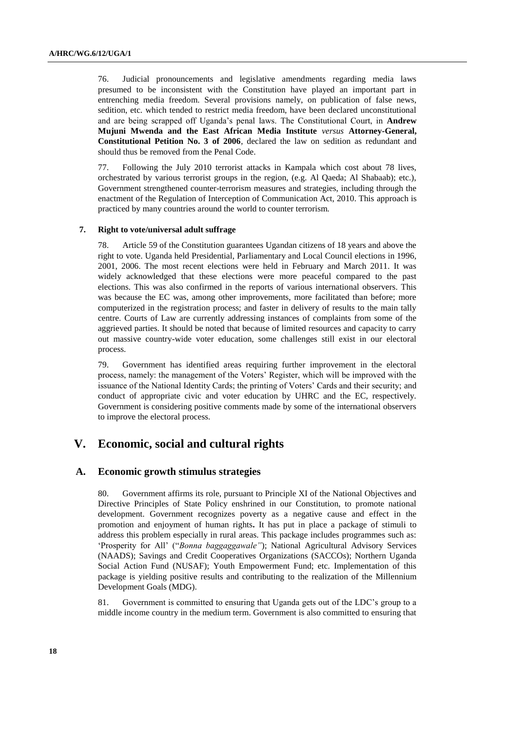76. Judicial pronouncements and legislative amendments regarding media laws presumed to be inconsistent with the Constitution have played an important part in entrenching media freedom. Several provisions namely, on publication of false news, sedition, etc. which tended to restrict media freedom, have been declared unconstitutional and are being scrapped off Uganda's penal laws. The Constitutional Court, in **Andrew Mujuni Mwenda and the East African Media Institute** *versus* **Attorney-General, Constitutional Petition No. 3 of 2006**, declared the law on sedition as redundant and should thus be removed from the Penal Code.

77. Following the July 2010 terrorist attacks in Kampala which cost about 78 lives, orchestrated by various terrorist groups in the region, (e.g. Al Qaeda; Al Shabaab); etc.), Government strengthened counter-terrorism measures and strategies, including through the enactment of the Regulation of Interception of Communication Act, 2010. This approach is practiced by many countries around the world to counter terrorism.

### 7. Right to vote/universal adult suffrage

78. Article 59 of the Constitution guarantees Ugandan citizens of 18 years and above the right to vote. Uganda held Presidential, Parliamentary and Local Council elections in 1996, 2001, 2006. The most recent elections were held in February and March 2011. It was widely acknowledged that these elections were more peaceful compared to the past elections. This was also confirmed in the reports of various international observers. This was because the EC was, among other improvements, more facilitated than before; more computerized in the registration process; and faster in delivery of results to the main tally centre. Courts of Law are currently addressing instances of complaints from some of the aggrieved parties. It should be noted that because of limited resources and capacity to carry out massive country-wide voter education, some challenges still exist in our electoral process.

79. Government has identified areas requiring further improvement in the electoral process, namely: the management of the Voters' Register, which will be improved with the issuance of the National Identity Cards; the printing of Voters' Cards and their security; and conduct of appropriate civic and voter education by UHRC and the EC, respectively. Government is considering positive comments made by some of the international observers to improve the electoral process.

# V. Economic, social and cultural rights

## A. Economic growth stimulus strategies

80. Government affirms its role, pursuant to Principle XI of the National Objectives and Directive Principles of State Policy enshrined in our Constitution, to promote national development. Government recognizes poverty as a negative cause and effect in the promotion and enjoyment of human rights**.** It has put in place a package of stimuli to address this problem especially in rural areas. This package includes programmes such as: 'Prosperity for All' ("*Bonna baggaggawale"*); National Agricultural Advisory Services (NAADS); Savings and Credit Cooperatives Organizations (SACCOs); Northern Uganda Social Action Fund (NUSAF); Youth Empowerment Fund; etc. Implementation of this package is yielding positive results and contributing to the realization of the Millennium Development Goals (MDG).

81. Government is committed to ensuring that Uganda gets out of the LDC's group to a middle income country in the medium term. Government is also committed to ensuring that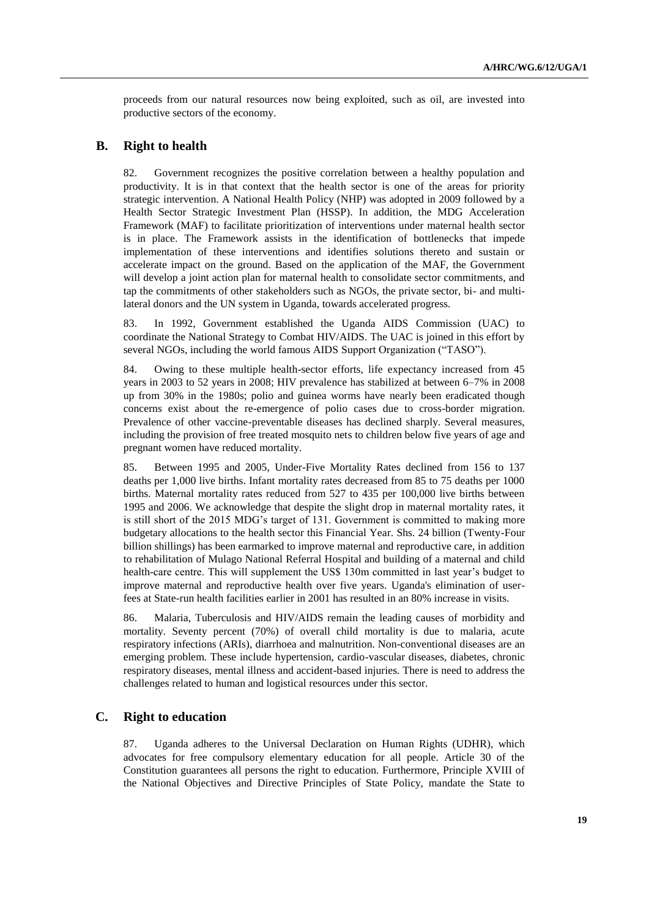proceeds from our natural resources now being exploited, such as oil, are invested into productive sectors of the economy.

## B. Right to health

82. Government recognizes the positive correlation between a healthy population and productivity. It is in that context that the health sector is one of the areas for priority strategic intervention. A National Health Policy (NHP) was adopted in 2009 followed by a Health Sector Strategic Investment Plan (HSSP). In addition, the MDG Acceleration Framework (MAF) to facilitate prioritization of interventions under maternal health sector is in place. The Framework assists in the identification of bottlenecks that impede implementation of these interventions and identifies solutions thereto and sustain or accelerate impact on the ground. Based on the application of the MAF, the Government will develop a joint action plan for maternal health to consolidate sector commitments, and tap the commitments of other stakeholders such as NGOs, the private sector, bi- and multi-lateral donors and the UN system in Uganda, towards accelerated progress.

83. In 1992, Government established the Uganda AIDS Commission (UAC) to coordinate the National Strategy to Combat HIV/AIDS. The UAC is joined in this effort by several NGOs, including the world famous AIDS Support Organization ("TASO").

84. Owing to these multiple health-sector efforts, life expectancy increased from 45 years in 2003 to 52 years in 2008; HIV prevalence has stabilized at between 6–7% in 2008 up from 30% in the 1980s; polio and guinea worms have nearly been eradicated though concerns exist about the re-emergence of polio cases due to cross-border migration. Prevalence of other vaccine-preventable diseases has declined sharply. Several measures, including the provision of free treated mosquito nets to children below five years of age and pregnant women have reduced mortality.

85. Between 1995 and 2005, Under-Five Mortality Rates declined from 156 to 137 deaths per 1,000 live births. Infant mortality rates decreased from 85 to 75 deaths per 1000 births. Maternal mortality rates reduced from 527 to 435 per 100,000 live births between 1995 and 2006. We acknowledge that despite the slight drop in maternal mortality rates, it is still short of the 2015 MDG's target of 131. Government is committed to making more budgetary allocations to the health sector this Financial Year. Shs. 24 billion (Twenty-Four billion shillings) has been earmarked to improve maternal and reproductive care, in addition to rehabilitation of Mulago National Referral Hospital and building of a maternal and child health-care centre. This will supplement the US$ 130m committed in last year's budget to improve maternal and reproductive health over five years. Uganda's elimination of user-fees at State-run health facilities earlier in 2001 has resulted in an 80% increase in visits.

86. Malaria, Tuberculosis and HIV/AIDS remain the leading causes of morbidity and mortality. Seventy percent (70%) of overall child mortality is due to malaria, acute respiratory infections (ARIs), diarrhoea and malnutrition. Non-conventional diseases are an emerging problem. These include hypertension, cardio-vascular diseases, diabetes, chronic respiratory diseases, mental illness and accident-based injuries. There is need to address the challenges related to human and logistical resources under this sector.

## C. Right to education

87. Uganda adheres to the Universal Declaration on Human Rights (UDHR), which advocates for free compulsory elementary education for all people. Article 30 of the Constitution guarantees all persons the right to education. Furthermore, Principle XVIII of the National Objectives and Directive Principles of State Policy, mandate the State to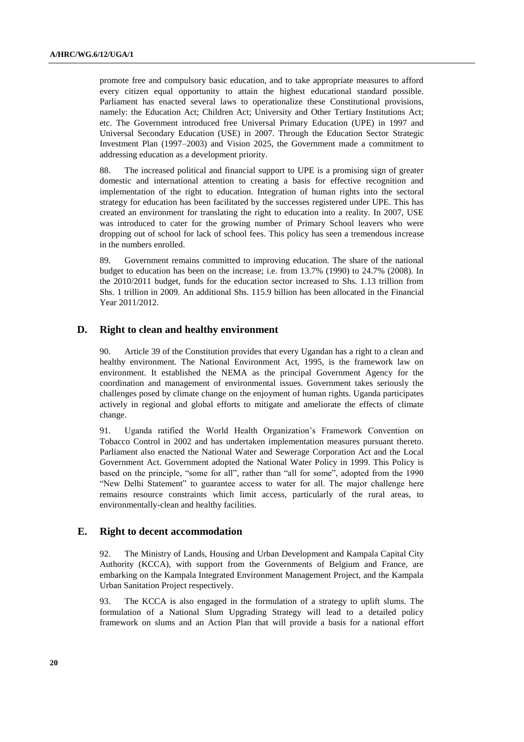promote free and compulsory basic education, and to take appropriate measures to afford every citizen equal opportunity to attain the highest educational standard possible. Parliament has enacted several laws to operationalize these Constitutional provisions, namely: the Education Act; Children Act; University and Other Tertiary Institutions Act; etc. The Government introduced free Universal Primary Education (UPE) in 1997 and Universal Secondary Education (USE) in 2007. Through the Education Sector Strategic Investment Plan (1997–2003) and Vision 2025, the Government made a commitment to addressing education as a development priority.

88. The increased political and financial support to UPE is a promising sign of greater domestic and international attention to creating a basis for effective recognition and implementation of the right to education. Integration of human rights into the sectoral strategy for education has been facilitated by the successes registered under UPE. This has created an environment for translating the right to education into a reality. In 2007, USE was introduced to cater for the growing number of Primary School leavers who were dropping out of school for lack of school fees. This policy has seen a tremendous increase in the numbers enrolled.

89. Government remains committed to improving education. The share of the national budget to education has been on the increase; i.e. from 13.7% (1990) to 24.7% (2008). In the 2010/2011 budget, funds for the education sector increased to Shs. 1.13 trillion from Shs. 1 trillion in 2009. An additional Shs. 115.9 billion has been allocated in the Financial Year 2011/2012.

## D. Right to clean and healthy environment

90. Article 39 of the Constitution provides that every Ugandan has a right to a clean and healthy environment. The National Environment Act, 1995, is the framework law on environment. It established the NEMA as the principal Government Agency for the coordination and management of environmental issues. Government takes seriously the challenges posed by climate change on the enjoyment of human rights. Uganda participates actively in regional and global efforts to mitigate and ameliorate the effects of climate change.

91. Uganda ratified the World Health Organization's Framework Convention on Tobacco Control in 2002 and has undertaken implementation measures pursuant thereto. Parliament also enacted the National Water and Sewerage Corporation Act and the Local Government Act. Government adopted the National Water Policy in 1999. This Policy is based on the principle, "some for all", rather than "all for some", adopted from the 1990 "New Delhi Statement" to guarantee access to water for all. The major challenge here remains resource constraints which limit access, particularly of the rural areas, to environmentally-clean and healthy facilities.

## E. Right to decent accommodation

92. The Ministry of Lands, Housing and Urban Development and Kampala Capital City Authority (KCCA), with support from the Governments of Belgium and France, are embarking on the Kampala Integrated Environment Management Project, and the Kampala Urban Sanitation Project respectively.

93. The KCCA is also engaged in the formulation of a strategy to uplift slums. The formulation of a National Slum Upgrading Strategy will lead to a detailed policy framework on slums and an Action Plan that will provide a basis for a national effort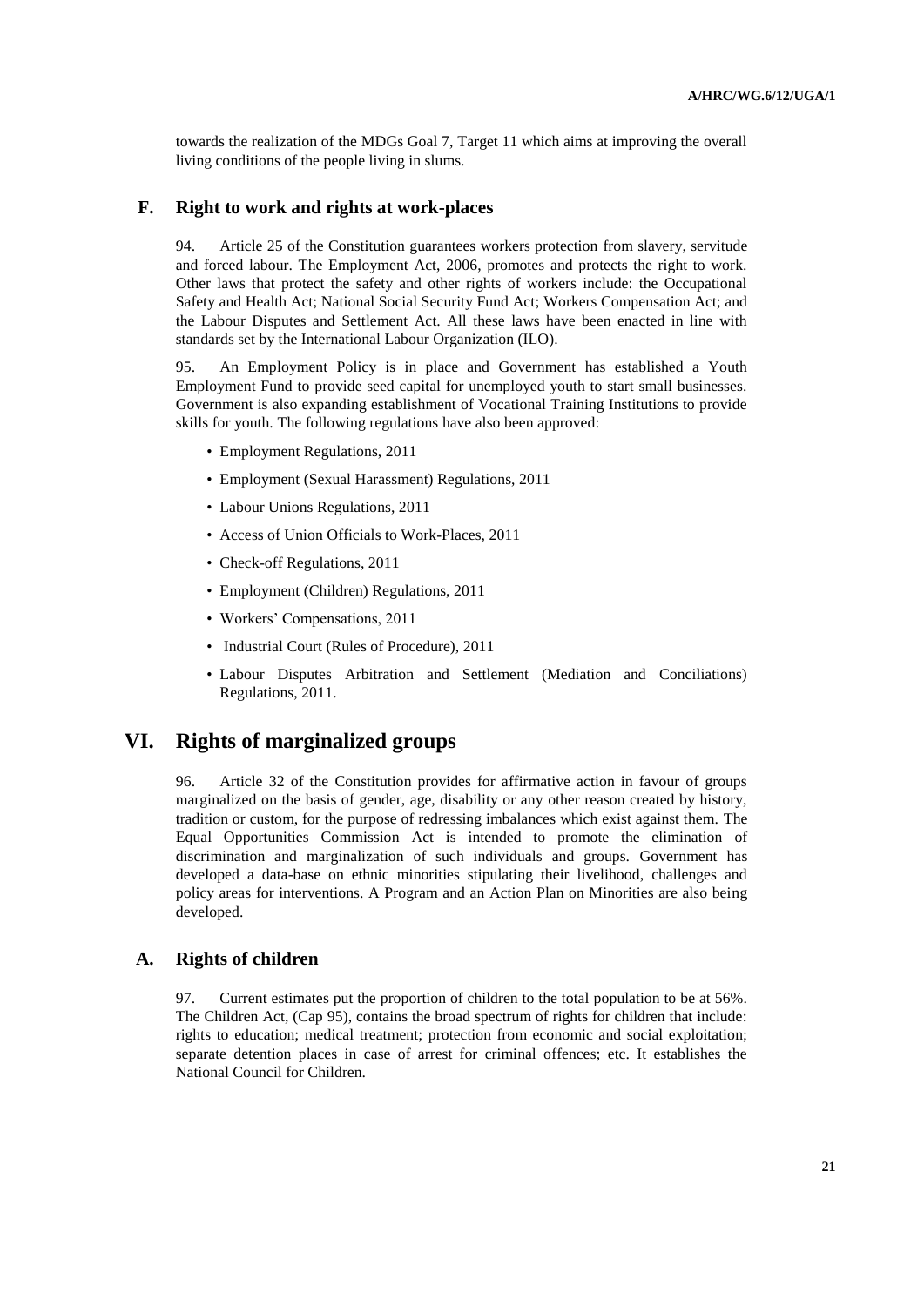towards the realization of the MDGs Goal 7, Target 11 which aims at improving the overall living conditions of the people living in slums.

### F. Right to work and rights at work-places

94. Article 25 of the Constitution guarantees workers protection from slavery, servitude and forced labour. The Employment Act, 2006, promotes and protects the right to work. Other laws that protect the safety and other rights of workers include: the Occupational Safety and Health Act; National Social Security Fund Act; Workers Compensation Act; and the Labour Disputes and Settlement Act. All these laws have been enacted in line with standards set by the International Labour Organization (ILO).

95. An Employment Policy is in place and Government has established a Youth Employment Fund to provide seed capital for unemployed youth to start small businesses. Government is also expanding establishment of Vocational Training Institutions to provide skills for youth. The following regulations have also been approved:

- Employment Regulations, 2011
- Employment (Sexual Harassment) Regulations, 2011
- Labour Unions Regulations, 2011
- Access of Union Officials to Work-Places, 2011
- Check-off Regulations, 2011
- Employment (Children) Regulations, 2011
- Workers' Compensations, 2011
- Industrial Court (Rules of Procedure), 2011
- Labour Disputes Arbitration and Settlement (Mediation and Conciliations) Regulations, 2011.

## VI. Rights of marginalized groups

96. Article 32 of the Constitution provides for affirmative action in favour of groups marginalized on the basis of gender, age, disability or any other reason created by history, tradition or custom, for the purpose of redressing imbalances which exist against them. The Equal Opportunities Commission Act is intended to promote the elimination of discrimination and marginalization of such individuals and groups. Government has developed a data-base on ethnic minorities stipulating their livelihood, challenges and policy areas for interventions. A Program and an Action Plan on Minorities are also being developed.

### A. Rights of children

97. Current estimates put the proportion of children to the total population to be at 56%. The Children Act, (Cap 95), contains the broad spectrum of rights for children that include: rights to education; medical treatment; protection from economic and social exploitation; separate detention places in case of arrest for criminal offences; etc. It establishes the National Council for Children.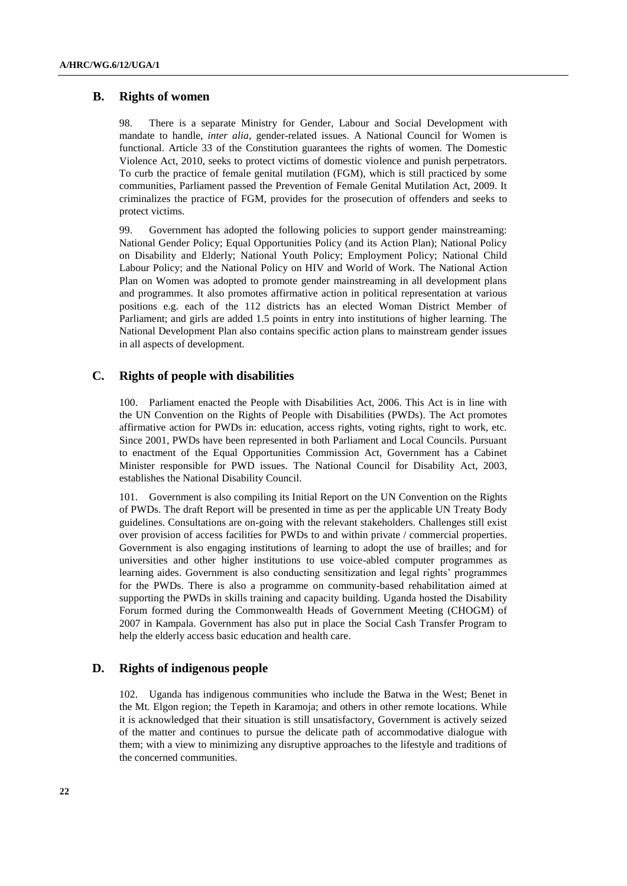## B. Rights of women

98. There is a separate Ministry for Gender, Labour and Social Development with mandate to handle, *inter alia*, gender-related issues. A National Council for Women is functional. Article 33 of the Constitution guarantees the rights of women. The Domestic Violence Act, 2010, seeks to protect victims of domestic violence and punish perpetrators. To curb the practice of female genital mutilation (FGM), which is still practiced by some communities, Parliament passed the Prevention of Female Genital Mutilation Act, 2009. It criminalizes the practice of FGM, provides for the prosecution of offenders and seeks to protect victims.

99. Government has adopted the following policies to support gender mainstreaming: National Gender Policy; Equal Opportunities Policy (and its Action Plan); National Policy on Disability and Elderly; National Youth Policy; Employment Policy; National Child Labour Policy; and the National Policy on HIV and World of Work. The National Action Plan on Women was adopted to promote gender mainstreaming in all development plans and programmes. It also promotes affirmative action in political representation at various positions e.g. each of the 112 districts has an elected Woman District Member of Parliament; and girls are added 1.5 points in entry into institutions of higher learning. The National Development Plan also contains specific action plans to mainstream gender issues in all aspects of development.

## C. Rights of people with disabilities

100. Parliament enacted the People with Disabilities Act, 2006. This Act is in line with the UN Convention on the Rights of People with Disabilities (PWDs). The Act promotes affirmative action for PWDs in: education, access rights, voting rights, right to work, etc. Since 2001, PWDs have been represented in both Parliament and Local Councils. Pursuant to enactment of the Equal Opportunities Commission Act, Government has a Cabinet Minister responsible for PWD issues. The National Council for Disability Act, 2003, establishes the National Disability Council.

101. Government is also compiling its Initial Report on the UN Convention on the Rights of PWDs. The draft Report will be presented in time as per the applicable UN Treaty Body guidelines. Consultations are on-going with the relevant stakeholders. Challenges still exist over provision of access facilities for PWDs to and within private / commercial properties. Government is also engaging institutions of learning to adopt the use of brailles; and for universities and other higher institutions to use voice-abled computer programmes as learning aides. Government is also conducting sensitization and legal rights' programmes for the PWDs. There is also a programme on community-based rehabilitation aimed at supporting the PWDs in skills training and capacity building. Uganda hosted the Disability Forum formed during the Commonwealth Heads of Government Meeting (CHOGM) of 2007 in Kampala. Government has also put in place the Social Cash Transfer Program to help the elderly access basic education and health care.

## D. Rights of indigenous people

102. Uganda has indigenous communities who include the Batwa in the West; Benet in the Mt. Elgon region; the Tepeth in Karamoja; and others in other remote locations. While it is acknowledged that their situation is still unsatisfactory, Government is actively seized of the matter and continues to pursue the delicate path of accommodative dialogue with them; with a view to minimizing any disruptive approaches to the lifestyle and traditions of the concerned communities.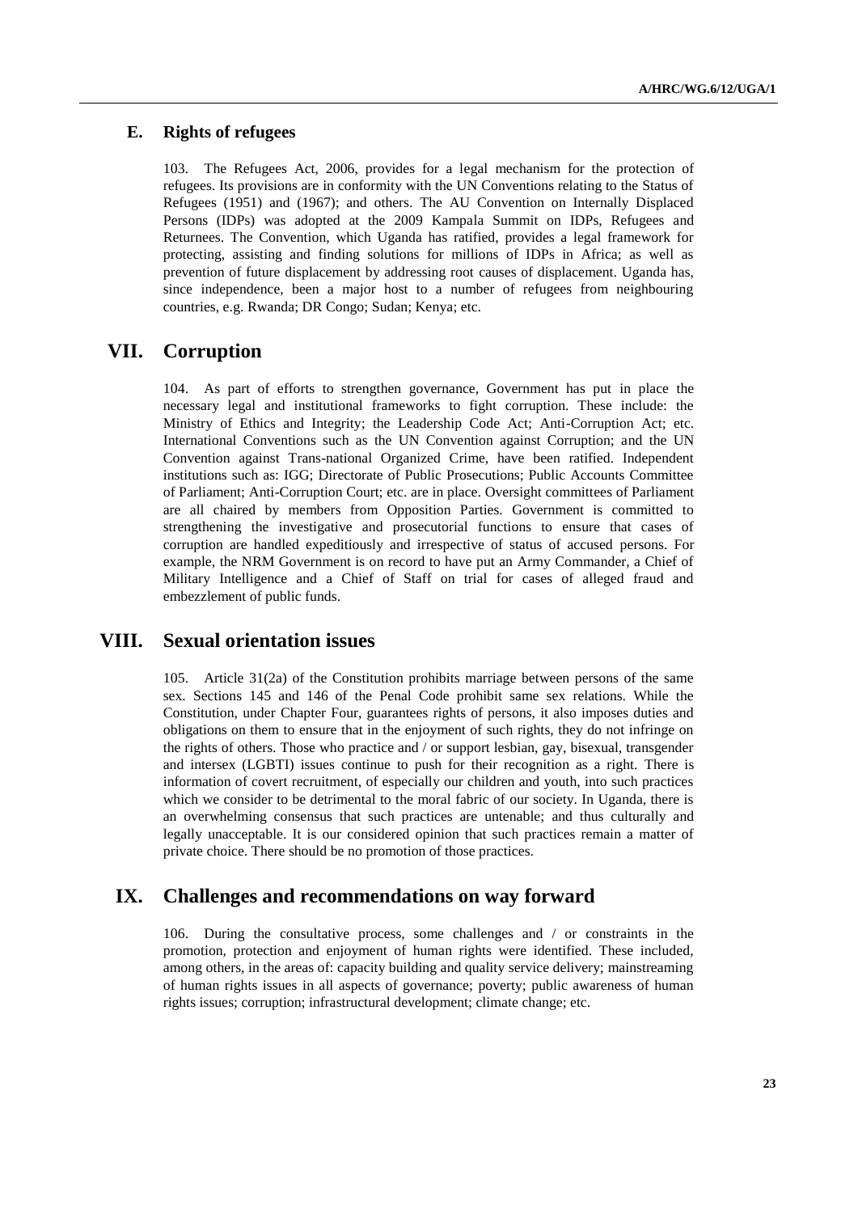### E. Rights of refugees

103. The Refugees Act, 2006, provides for a legal mechanism for the protection of refugees. Its provisions are in conformity with the UN Conventions relating to the Status of Refugees (1951) and (1967); and others. The AU Convention on Internally Displaced Persons (IDPs) was adopted at the 2009 Kampala Summit on IDPs, Refugees and Returnees. The Convention, which Uganda has ratified, provides a legal framework for protecting, assisting and finding solutions for millions of IDPs in Africa; as well as prevention of future displacement by addressing root causes of displacement. Uganda has, since independence, been a major host to a number of refugees from neighbouring countries, e.g. Rwanda; DR Congo; Sudan; Kenya; etc.

## VII. Corruption

104. As part of efforts to strengthen governance, Government has put in place the necessary legal and institutional frameworks to fight corruption. These include: the Ministry of Ethics and Integrity; the Leadership Code Act; Anti-Corruption Act; etc. International Conventions such as the UN Convention against Corruption; and the UN Convention against Trans-national Organized Crime, have been ratified. Independent institutions such as: IGG; Directorate of Public Prosecutions; Public Accounts Committee of Parliament; Anti-Corruption Court; etc. are in place. Oversight committees of Parliament are all chaired by members from Opposition Parties. Government is committed to strengthening the investigative and prosecutorial functions to ensure that cases of corruption are handled expeditiously and irrespective of status of accused persons. For example, the NRM Government is on record to have put an Army Commander, a Chief of Military Intelligence and a Chief of Staff on trial for cases of alleged fraud and embezzlement of public funds.

## VIII. Sexual orientation issues

105. Article 31(2a) of the Constitution prohibits marriage between persons of the same sex. Sections 145 and 146 of the Penal Code prohibit same sex relations. While the Constitution, under Chapter Four, guarantees rights of persons, it also imposes duties and obligations on them to ensure that in the enjoyment of such rights, they do not infringe on the rights of others. Those who practice and / or support lesbian, gay, bisexual, transgender and intersex (LGBTI) issues continue to push for their recognition as a right. There is information of covert recruitment, of especially our children and youth, into such practices which we consider to be detrimental to the moral fabric of our society. In Uganda, there is an overwhelming consensus that such practices are untenable; and thus culturally and legally unacceptable. It is our considered opinion that such practices remain a matter of private choice. There should be no promotion of those practices.

## IX. Challenges and recommendations on way forward

106. During the consultative process, some challenges and / or constraints in the promotion, protection and enjoyment of human rights were identified. These included, among others, in the areas of: capacity building and quality service delivery; mainstreaming of human rights issues in all aspects of governance; poverty; public awareness of human rights issues; corruption; infrastructural development; climate change; etc.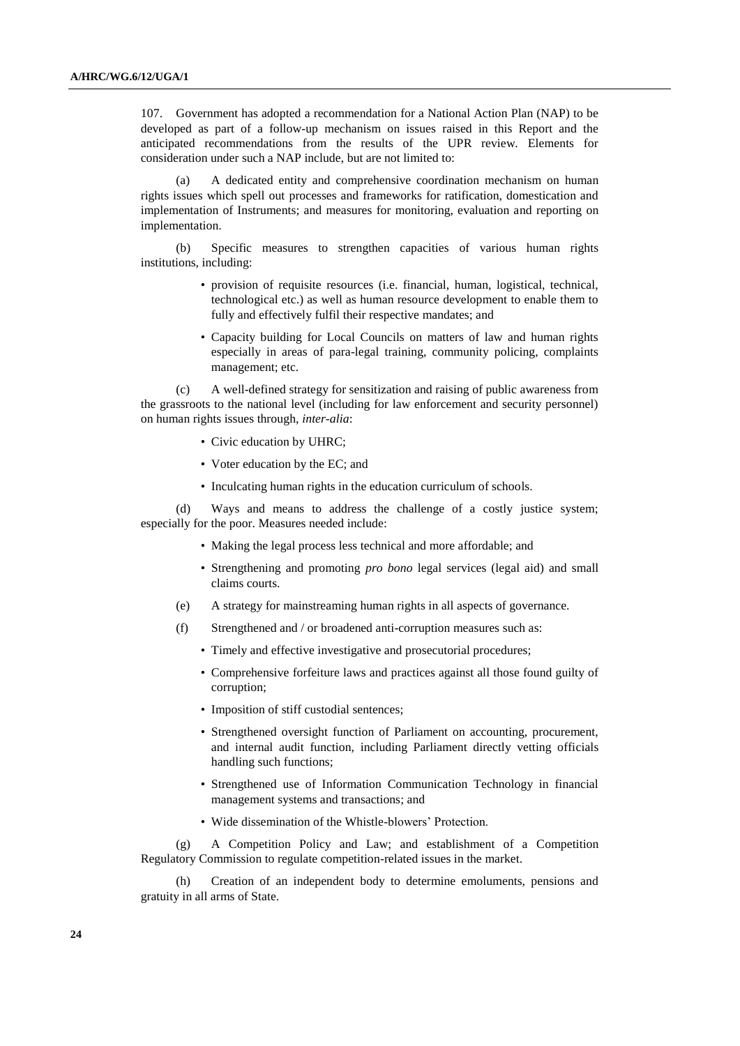107. Government has adopted a recommendation for a National Action Plan (NAP) to be developed as part of a follow-up mechanism on issues raised in this Report and the anticipated recommendations from the results of the UPR review. Elements for consideration under such a NAP include, but are not limited to:

(a) A dedicated entity and comprehensive coordination mechanism on human rights issues which spell out processes and frameworks for ratification, domestication and implementation of Instruments; and measures for monitoring, evaluation and reporting on implementation.

(b) Specific measures to strengthen capacities of various human rights institutions, including:

- provision of requisite resources (i.e. financial, human, logistical, technical, technological etc.) as well as human resource development to enable them to fully and effectively fulfil their respective mandates; and
- Capacity building for Local Councils on matters of law and human rights especially in areas of para-legal training, community policing, complaints management; etc.

(c) A well-defined strategy for sensitization and raising of public awareness from the grassroots to the national level (including for law enforcement and security personnel) on human rights issues through, *inter-alia*:

- Civic education by UHRC;
- Voter education by the EC; and
- Inculcating human rights in the education curriculum of schools.

(d) Ways and means to address the challenge of a costly justice system; especially for the poor. Measures needed include:

- Making the legal process less technical and more affordable; and
- Strengthening and promoting *pro bono* legal services (legal aid) and small claims courts.

(e) A strategy for mainstreaming human rights in all aspects of governance.

(f) Strengthened and / or broadened anti-corruption measures such as:

- Timely and effective investigative and prosecutorial procedures;
- Comprehensive forfeiture laws and practices against all those found guilty of corruption;
- Imposition of stiff custodial sentences;
- Strengthened oversight function of Parliament on accounting, procurement, and internal audit function, including Parliament directly vetting officials handling such functions;
- Strengthened use of Information Communication Technology in financial management systems and transactions; and
- Wide dissemination of the Whistle-blowers' Protection.

(g) A Competition Policy and Law; and establishment of a Competition Regulatory Commission to regulate competition-related issues in the market.

(h) Creation of an independent body to determine emoluments, pensions and gratuity in all arms of State.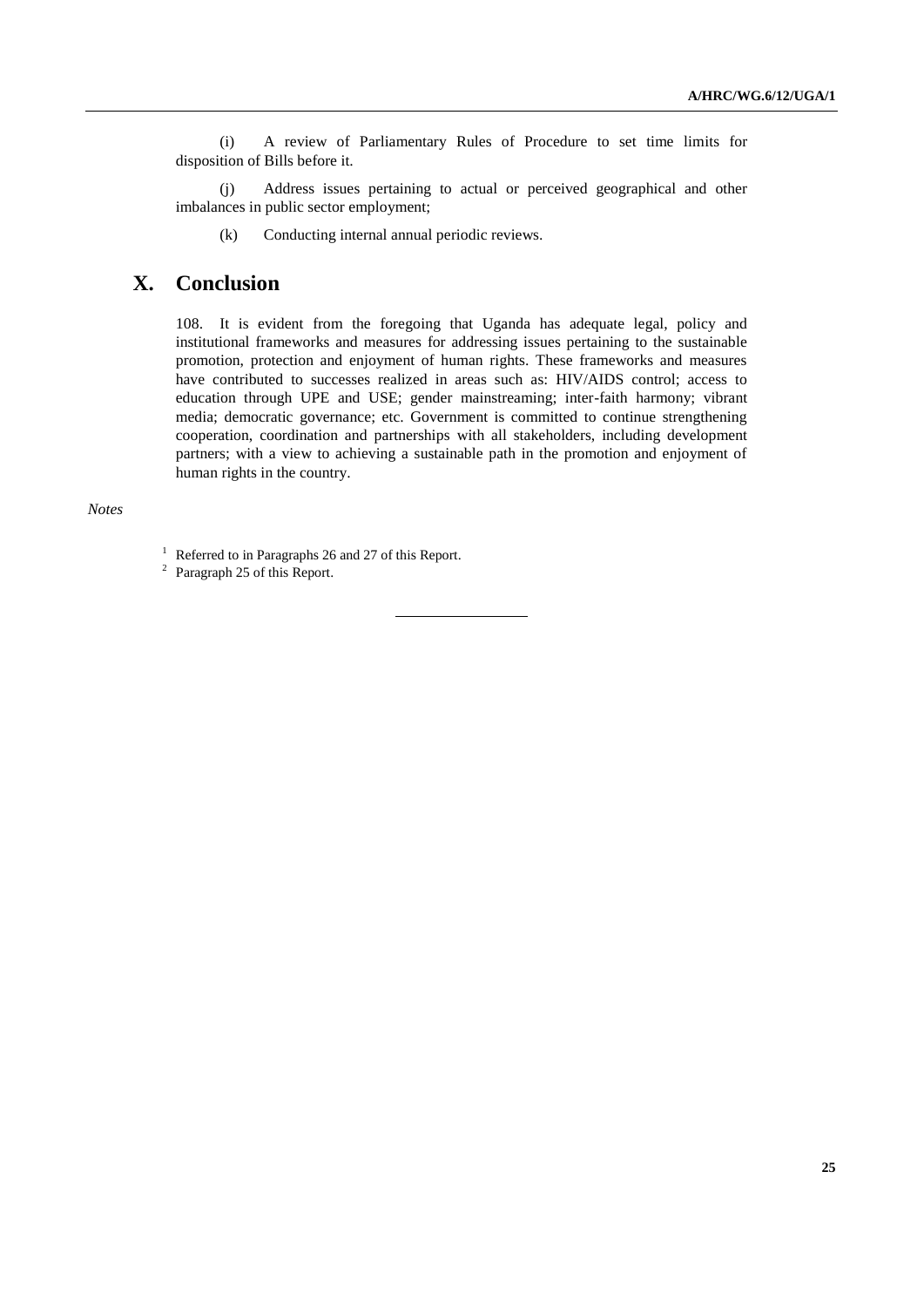(i) A review of Parliamentary Rules of Procedure to set time limits for disposition of Bills before it.

(j) Address issues pertaining to actual or perceived geographical and other imbalances in public sector employment;

(k) Conducting internal annual periodic reviews.

## X. Conclusion

108. It is evident from the foregoing that Uganda has adequate legal, policy and institutional frameworks and measures for addressing issues pertaining to the sustainable promotion, protection and enjoyment of human rights. These frameworks and measures have contributed to successes realized in areas such as: HIV/AIDS control; access to education through UPE and USE; gender mainstreaming; inter-faith harmony; vibrant media; democratic governance; etc. Government is committed to continue strengthening cooperation, coordination and partnerships with all stakeholders, including development partners; with a view to achieving a sustainable path in the promotion and enjoyment of human rights in the country.

*Notes*

[1] Referred to in Paragraphs 26 and 27 of this Report.

[2] Paragraph 25 of this Report.